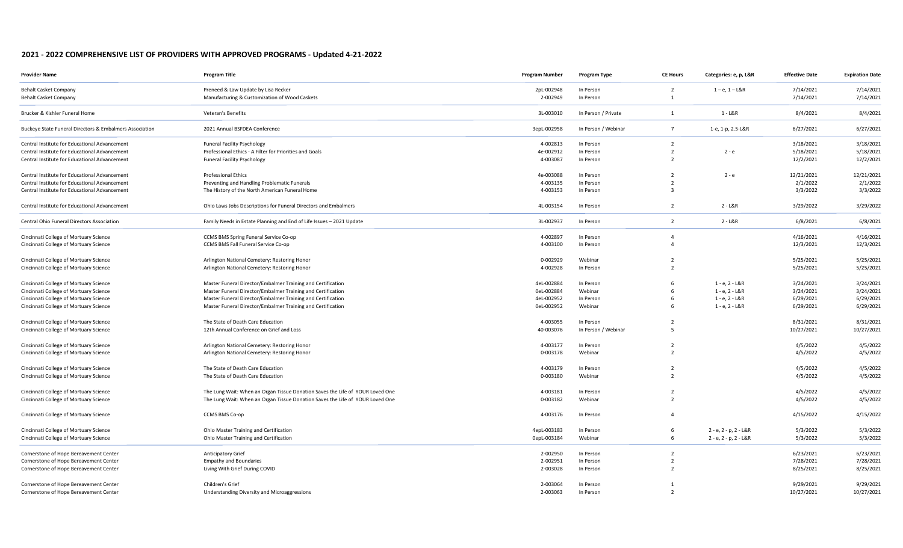## 2021 - 2022 COMPREHENSIVE LIST OF PROVIDERS WITH APPROVED PROGRAMS - Updated 4-21-2022

| Provider Name | Program Title | Program Number | Program Type | CE Hours | Categories: e, p, L&R | Effective Date | Expiration Date |
|---|---|---|---|---|---|---|---|
| Behalt Casket Company | Preneed & Law Update by Lisa Recker | 2pL-002948 | In Person | 2 | 1 – e, 1 – L&R | 7/14/2021 | 7/14/2021 |
| Behalt Casket Company | Manufacturing & Customization of Wood Caskets | 2-002949 | In Person | 1 | | 7/14/2021 | 7/14/2021 |
| Brucker & Kishler Funeral Home | Veteran's Benefits | 3L-003010 | In Person / Private | 1 | 1 - L&R | 8/4/2021 | 8/4/2021 |
| Buckeye State Funeral Directors & Embalmers Association | 2021 Annual BSFDEA Conference | 3epL-002958 | In Person / Webinar | 7 | 1-e, 1-p, 2.5-L&R | 6/27/2021 | 6/27/2021 |
| Central Institute for Educational Advancement | Funeral Facility Psychology | 4-002813 | In Person | 2 | | 3/18/2021 | 3/18/2021 |
| Central Institute for Educational Advancement | Professional Ethics - A Filter for Priorities and Goals | 4e-002912 | In Person | 2 | 2 - e | 5/18/2021 | 5/18/2021 |
| Central Institute for Educational Advancement | Funeral Facility Psychology | 4-003087 | In Person | 2 | | 12/2/2021 | 12/2/2021 |
| Central Institute for Educational Advancement | Professional Ethics | 4e-003088 | In Person | 2 | 2 - e | 12/21/2021 | 12/21/2021 |
| Central Institute for Educational Advancement | Preventing and Handling Problematic Funerals | 4-003135 | In Person | 2 | | 2/1/2022 | 2/1/2022 |
| Central Institute for Educational Advancement | The History of the North American Funeral Home | 4-003153 | In Person | 3 | | 3/3/2022 | 3/3/2022 |
| Central Institute for Educational Advancement | Ohio Laws Jobs Descriptions for Funeral Directors and Embalmers | 4L-003154 | In Person | 2 | 2 - L&R | 3/29/2022 | 3/29/2022 |
| Central Ohio Funeral Directors Association | Family Needs in Estate Planning and End of Life Issues – 2021 Update | 3L-002937 | In Person | 2 | 2 - L&R | 6/8/2021 | 6/8/2021 |
| Cincinnati College of Mortuary Science | CCMS BMS Spring Funeral Service Co-op | 4-002897 | In Person | 4 | | 4/16/2021 | 4/16/2021 |
| Cincinnati College of Mortuary Science | CCMS BMS Fall Funeral Service Co-op | 4-003100 | In Person | 4 | | 12/3/2021 | 12/3/2021 |
| Cincinnati College of Mortuary Science | Arlington National Cemetery: Restoring Honor | 0-002929 | Webinar | 2 | | 5/25/2021 | 5/25/2021 |
| Cincinnati College of Mortuary Science | Arlington National Cemetery: Restoring Honor | 4-002928 | In Person | 2 | | 5/25/2021 | 5/25/2021 |
| Cincinnati College of Mortuary Science | Master Funeral Director/Embalmer Training and Certification | 4eL-002884 | In Person | 6 | 1 - e, 2 - L&R | 3/24/2021 | 3/24/2021 |
| Cincinnati College of Mortuary Science | Master Funeral Director/Embalmer Training and Certification | 0eL-002884 | Webinar | 6 | 1 - e, 2 - L&R | 3/24/2021 | 3/24/2021 |
| Cincinnati College of Mortuary Science | Master Funeral Director/Embalmer Training and Certification | 4eL-002952 | In Person | 6 | 1 - e, 2 - L&R | 6/29/2021 | 6/29/2021 |
| Cincinnati College of Mortuary Science | Master Funeral Director/Embalmer Training and Certification | 0eL-002952 | Webinar | 6 | 1 - e, 2 - L&R | 6/29/2021 | 6/29/2021 |
| Cincinnati College of Mortuary Science | The State of Death Care Education | 4-003055 | In Person | 2 | | 8/31/2021 | 8/31/2021 |
| Cincinnati College of Mortuary Science | 12th Annual Conference on Grief and Loss | 40-003076 | In Person / Webinar | 5 | | 10/27/2021 | 10/27/2021 |
| Cincinnati College of Mortuary Science | Arlington National Cemetery: Restoring Honor | 4-003177 | In Person | 2 | | 4/5/2022 | 4/5/2022 |
| Cincinnati College of Mortuary Science | Arlington National Cemetery: Restoring Honor | 0-003178 | Webinar | 2 | | 4/5/2022 | 4/5/2022 |
| Cincinnati College of Mortuary Science | The State of Death Care Education | 4-003179 | In Person | 2 | | 4/5/2022 | 4/5/2022 |
| Cincinnati College of Mortuary Science | The State of Death Care Education | 0-003180 | Webinar | 2 | | 4/5/2022 | 4/5/2022 |
| Cincinnati College of Mortuary Science | The Lung Wait: When an Organ Tissue Donation Saves the Life of YOUR Loved One | 4-003181 | In Person | 2 | | 4/5/2022 | 4/5/2022 |
| Cincinnati College of Mortuary Science | The Lung Wait: When an Organ Tissue Donation Saves the Life of YOUR Loved One | 0-003182 | Webinar | 2 | | 4/5/2022 | 4/5/2022 |
| Cincinnati College of Mortuary Science | CCMS BMS Co-op | 4-003176 | In Person | 4 | | 4/15/2022 | 4/15/2022 |
| Cincinnati College of Mortuary Science | Ohio Master Training and Certification | 4epL-003183 | In Person | 6 | 2 - e, 2 - p, 2 - L&R | 5/3/2022 | 5/3/2022 |
| Cincinnati College of Mortuary Science | Ohio Master Training and Certification | 0epL-003184 | Webinar | 6 | 2 - e, 2 - p, 2 - L&R | 5/3/2022 | 5/3/2022 |
| Cornerstone of Hope Bereavement Center | Anticipatory Grief | 2-002950 | In Person | 2 | | 6/23/2021 | 6/23/2021 |
| Cornerstone of Hope Bereavement Center | Empathy and Boundaries | 2-002951 | In Person | 2 | | 7/28/2021 | 7/28/2021 |
| Cornerstone of Hope Bereavement Center | Living With Grief During COVID | 2-003028 | In Person | 2 | | 8/25/2021 | 8/25/2021 |
| Cornerstone of Hope Bereavement Center | Children's Grief | 2-003064 | In Person | 1 | | 9/29/2021 | 9/29/2021 |
| Cornerstone of Hope Bereavement Center | Understanding Diversity and Microaggressions | 2-003063 | In Person | 2 | | 10/27/2021 | 10/27/2021 |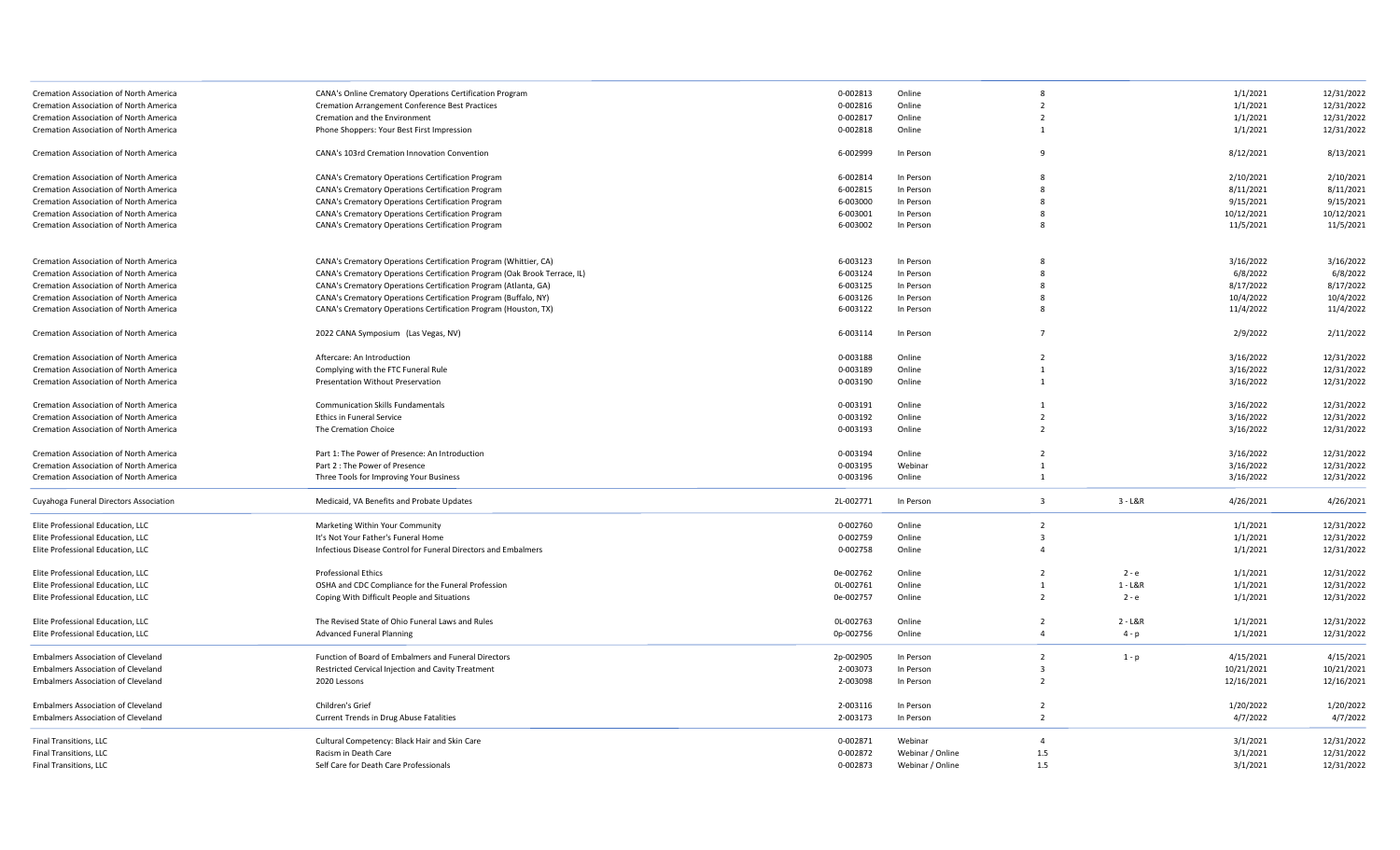| | | | | | | | |
|---|---|---|---|---|---|---|---|
| Cremation Association of North America | CANA's Online Crematory Operations Certification Program | 0-002813 | Online | 8 | | 1/1/2021 | 12/31/2022 |
| Cremation Association of North America | Cremation Arrangement Conference Best Practices | 0-002816 | Online | 2 | | 1/1/2021 | 12/31/2022 |
| Cremation Association of North America | Cremation and the Environment | 0-002817 | Online | 2 | | 1/1/2021 | 12/31/2022 |
| Cremation Association of North America | Phone Shoppers: Your Best First Impression | 0-002818 | Online | 1 | | 1/1/2021 | 12/31/2022 |
| Cremation Association of North America | CANA's 103rd Cremation Innovation Convention | 6-002999 | In Person | 9 | | 8/12/2021 | 8/13/2021 |
| Cremation Association of North America | CANA's Crematory Operations Certification Program | 6-002814 | In Person | 8 | | 2/10/2021 | 2/10/2021 |
| Cremation Association of North America | CANA's Crematory Operations Certification Program | 6-002815 | In Person | 8 | | 8/11/2021 | 8/11/2021 |
| Cremation Association of North America | CANA's Crematory Operations Certification Program | 6-003000 | In Person | 8 | | 9/15/2021 | 9/15/2021 |
| Cremation Association of North America | CANA's Crematory Operations Certification Program | 6-003001 | In Person | 8 | | 10/12/2021 | 10/12/2021 |
| Cremation Association of North America | CANA's Crematory Operations Certification Program | 6-003002 | In Person | 8 | | 11/5/2021 | 11/5/2021 |
| Cremation Association of North America | CANA's Crematory Operations Certification Program (Whittier, CA) | 6-003123 | In Person | 8 | | 3/16/2022 | 3/16/2022 |
| Cremation Association of North America | CANA's Crematory Operations Certification Program (Oak Brook Terrace, IL) | 6-003124 | In Person | 8 | | 6/8/2022 | 6/8/2022 |
| Cremation Association of North America | CANA's Crematory Operations Certification Program (Atlanta, GA) | 6-003125 | In Person | 8 | | 8/17/2022 | 8/17/2022 |
| Cremation Association of North America | CANA's Crematory Operations Certification Program (Buffalo, NY) | 6-003126 | In Person | 8 | | 10/4/2022 | 10/4/2022 |
| Cremation Association of North America | CANA's Crematory Operations Certification Program (Houston, TX) | 6-003122 | In Person | 8 | | 11/4/2022 | 11/4/2022 |
| Cremation Association of North America | 2022 CANA Symposium (Las Vegas, NV) | 6-003114 | In Person | 7 | | 2/9/2022 | 2/11/2022 |
| Cremation Association of North America | Aftercare: An Introduction | 0-003188 | Online | 2 | | 3/16/2022 | 12/31/2022 |
| Cremation Association of North America | Complying with the FTC Funeral Rule | 0-003189 | Online | 1 | | 3/16/2022 | 12/31/2022 |
| Cremation Association of North America | Presentation Without Preservation | 0-003190 | Online | 1 | | 3/16/2022 | 12/31/2022 |
| Cremation Association of North America | Communication Skills Fundamentals | 0-003191 | Online | 1 | | 3/16/2022 | 12/31/2022 |
| Cremation Association of North America | Ethics in Funeral Service | 0-003192 | Online | 2 | | 3/16/2022 | 12/31/2022 |
| Cremation Association of North America | The Cremation Choice | 0-003193 | Online | 2 | | 3/16/2022 | 12/31/2022 |
| Cremation Association of North America | Part 1: The Power of Presence: An Introduction | 0-003194 | Online | 2 | | 3/16/2022 | 12/31/2022 |
| Cremation Association of North America | Part 2 : The Power of Presence | 0-003195 | Webinar | 1 | | 3/16/2022 | 12/31/2022 |
| Cremation Association of North America | Three Tools for Improving Your Business | 0-003196 | Online | 1 | | 3/16/2022 | 12/31/2022 |
| Cuyahoga Funeral Directors Association | Medicaid, VA Benefits and Probate Updates | 2L-002771 | In Person | 3 | 3 - L&R | 4/26/2021 | 4/26/2021 |
| Elite Professional Education, LLC | Marketing Within Your Community | 0-002760 | Online | 2 | | 1/1/2021 | 12/31/2022 |
| Elite Professional Education, LLC | It's Not Your Father's Funeral Home | 0-002759 | Online | 3 | | 1/1/2021 | 12/31/2022 |
| Elite Professional Education, LLC | Infectious Disease Control for Funeral Directors and Embalmers | 0-002758 | Online | 4 | | 1/1/2021 | 12/31/2022 |
| Elite Professional Education, LLC | Professional Ethics | 0e-002762 | Online | 2 | 2 - e | 1/1/2021 | 12/31/2022 |
| Elite Professional Education, LLC | OSHA and CDC Compliance for the Funeral Profession | 0L-002761 | Online | 1 | 1 - L&R | 1/1/2021 | 12/31/2022 |
| Elite Professional Education, LLC | Coping With Difficult People and Situations | 0e-002757 | Online | 2 | 2 - e | 1/1/2021 | 12/31/2022 |
| Elite Professional Education, LLC | The Revised State of Ohio Funeral Laws and Rules | 0L-002763 | Online | 2 | 2 - L&R | 1/1/2021 | 12/31/2022 |
| Elite Professional Education, LLC | Advanced Funeral Planning | 0p-002756 | Online | 4 | 4 - p | 1/1/2021 | 12/31/2022 |
| Embalmers Association of Cleveland | Function of Board of Embalmers and Funeral Directors | 2p-002905 | In Person | 2 | 1 - p | 4/15/2021 | 4/15/2021 |
| Embalmers Association of Cleveland | Restricted Cervical Injection and Cavity Treatment | 2-003073 | In Person | 3 | | 10/21/2021 | 10/21/2021 |
| Embalmers Association of Cleveland | 2020 Lessons | 2-003098 | In Person | 2 | | 12/16/2021 | 12/16/2021 |
| Embalmers Association of Cleveland | Children's Grief | 2-003116 | In Person | 2 | | 1/20/2022 | 1/20/2022 |
| Embalmers Association of Cleveland | Current Trends in Drug Abuse Fatalities | 2-003173 | In Person | 2 | | 4/7/2022 | 4/7/2022 |
| Final Transitions, LLC | Cultural Competency: Black Hair and Skin Care | 0-002871 | Webinar | 4 | | 3/1/2021 | 12/31/2022 |
| Final Transitions, LLC | Racism in Death Care | 0-002872 | Webinar / Online | 1.5 | | 3/1/2021 | 12/31/2022 |
| Final Transitions, LLC | Self Care for Death Care Professionals | 0-002873 | Webinar / Online | 1.5 | | 3/1/2021 | 12/31/2022 |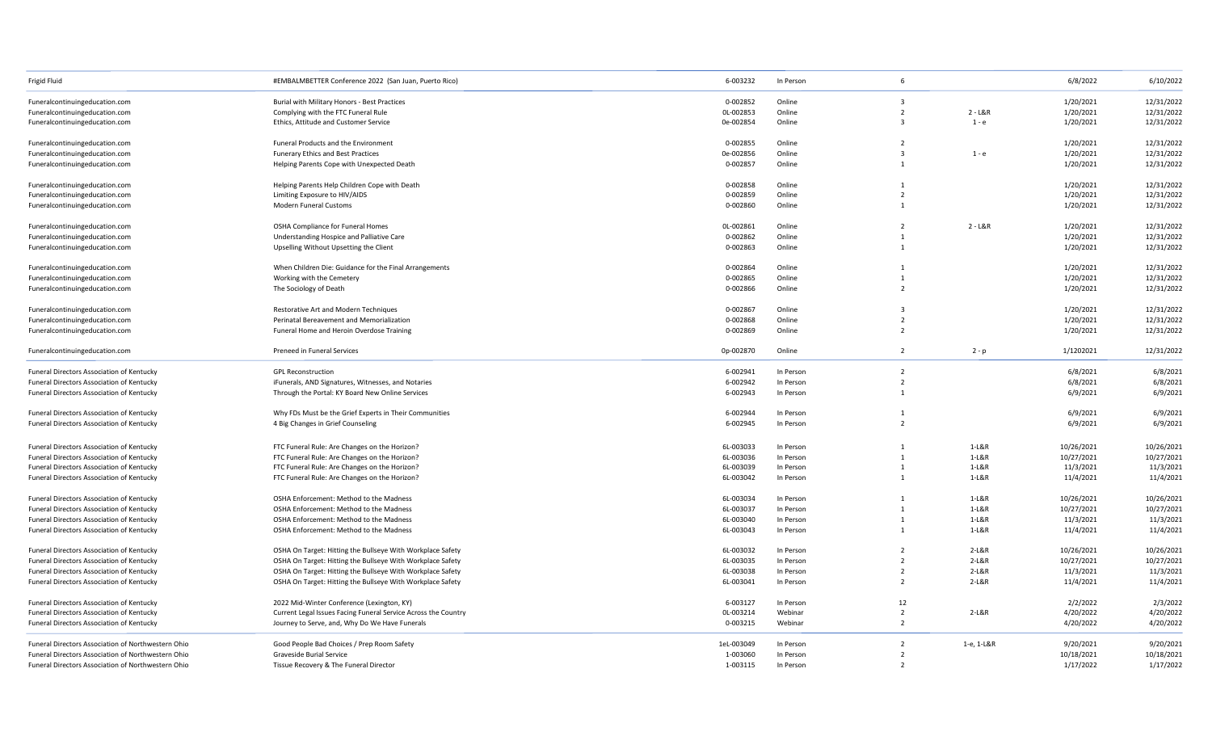| | | | | | | | |
|---|---|---|---|---|---|---|---|
| Frigid Fluid | #EMBALMBETTER Conference 2022 (San Juan, Puerto Rico) | 6-003232 | In Person | 6 | | 6/8/2022 | 6/10/2022 |
| Funeralcontinuingeducation.com | Burial with Military Honors - Best Practices | 0-002852 | Online | 3 | | 1/20/2021 | 12/31/2022 |
| Funeralcontinuingeducation.com | Complying with the FTC Funeral Rule | 0L-002853 | Online | 2 | 2 - L&R | 1/20/2021 | 12/31/2022 |
| Funeralcontinuingeducation.com | Ethics, Attitude and Customer Service | 0e-002854 | Online | 3 | 1 - e | 1/20/2021 | 12/31/2022 |
| Funeralcontinuingeducation.com | Funeral Products and the Environment | 0-002855 | Online | 2 | | 1/20/2021 | 12/31/2022 |
| Funeralcontinuingeducation.com | Funerary Ethics and Best Practices | 0e-002856 | Online | 3 | 1 - e | 1/20/2021 | 12/31/2022 |
| Funeralcontinuingeducation.com | Helping Parents Cope with Unexpected Death | 0-002857 | Online | 1 | | 1/20/2021 | 12/31/2022 |
| Funeralcontinuingeducation.com | Helping Parents Help Children Cope with Death | 0-002858 | Online | 1 | | 1/20/2021 | 12/31/2022 |
| Funeralcontinuingeducation.com | Limiting Exposure to HIV/AIDS | 0-002859 | Online | 2 | | 1/20/2021 | 12/31/2022 |
| Funeralcontinuingeducation.com | Modern Funeral Customs | 0-002860 | Online | 1 | | 1/20/2021 | 12/31/2022 |
| Funeralcontinuingeducation.com | OSHA Compliance for Funeral Homes | 0L-002861 | Online | 2 | 2 - L&R | 1/20/2021 | 12/31/2022 |
| Funeralcontinuingeducation.com | Understanding Hospice and Palliative Care | 0-002862 | Online | 1 | | 1/20/2021 | 12/31/2022 |
| Funeralcontinuingeducation.com | Upselling Without Upsetting the Client | 0-002863 | Online | 1 | | 1/20/2021 | 12/31/2022 |
| Funeralcontinuingeducation.com | When Children Die: Guidance for the Final Arrangements | 0-002864 | Online | 1 | | 1/20/2021 | 12/31/2022 |
| Funeralcontinuingeducation.com | Working with the Cemetery | 0-002865 | Online | 1 | | 1/20/2021 | 12/31/2022 |
| Funeralcontinuingeducation.com | The Sociology of Death | 0-002866 | Online | 2 | | 1/20/2021 | 12/31/2022 |
| Funeralcontinuingeducation.com | Restorative Art and Modern Techniques | 0-002867 | Online | 3 | | 1/20/2021 | 12/31/2022 |
| Funeralcontinuingeducation.com | Perinatal Bereavement and Memorialization | 0-002868 | Online | 2 | | 1/20/2021 | 12/31/2022 |
| Funeralcontinuingeducation.com | Funeral Home and Heroin Overdose Training | 0-002869 | Online | 2 | | 1/20/2021 | 12/31/2022 |
| Funeralcontinuingeducation.com | Preneed in Funeral Services | 0p-002870 | Online | 2 | 2 - p | 1/1202021 | 12/31/2022 |
| Funeral Directors Association of Kentucky | GPL Reconstruction | 6-002941 | In Person | 2 | | 6/8/2021 | 6/8/2021 |
| Funeral Directors Association of Kentucky | iFunerals, AND Signatures, Witnesses, and Notaries | 6-002942 | In Person | 2 | | 6/8/2021 | 6/8/2021 |
| Funeral Directors Association of Kentucky | Through the Portal: KY Board New Online Services | 6-002943 | In Person | 1 | | 6/9/2021 | 6/9/2021 |
| Funeral Directors Association of Kentucky | Why FDs Must be the Grief Experts in Their Communities | 6-002944 | In Person | 1 | | 6/9/2021 | 6/9/2021 |
| Funeral Directors Association of Kentucky | 4 Big Changes in Grief Counseling | 6-002945 | In Person | 2 | | 6/9/2021 | 6/9/2021 |
| Funeral Directors Association of Kentucky | FTC Funeral Rule: Are Changes on the Horizon? | 6L-003033 | In Person | 1 | 1-L&R | 10/26/2021 | 10/26/2021 |
| Funeral Directors Association of Kentucky | FTC Funeral Rule: Are Changes on the Horizon? | 6L-003036 | In Person | 1 | 1-L&R | 10/27/2021 | 10/27/2021 |
| Funeral Directors Association of Kentucky | FTC Funeral Rule: Are Changes on the Horizon? | 6L-003039 | In Person | 1 | 1-L&R | 11/3/2021 | 11/3/2021 |
| Funeral Directors Association of Kentucky | FTC Funeral Rule: Are Changes on the Horizon? | 6L-003042 | In Person | 1 | 1-L&R | 11/4/2021 | 11/4/2021 |
| Funeral Directors Association of Kentucky | OSHA Enforcement: Method to the Madness | 6L-003034 | In Person | 1 | 1-L&R | 10/26/2021 | 10/26/2021 |
| Funeral Directors Association of Kentucky | OSHA Enforcement: Method to the Madness | 6L-003037 | In Person | 1 | 1-L&R | 10/27/2021 | 10/27/2021 |
| Funeral Directors Association of Kentucky | OSHA Enforcement: Method to the Madness | 6L-003040 | In Person | 1 | 1-L&R | 11/3/2021 | 11/3/2021 |
| Funeral Directors Association of Kentucky | OSHA Enforcement: Method to the Madness | 6L-003043 | In Person | 1 | 1-L&R | 11/4/2021 | 11/4/2021 |
| Funeral Directors Association of Kentucky | OSHA On Target: Hitting the Bullseye With Workplace Safety | 6L-003032 | In Person | 2 | 2-L&R | 10/26/2021 | 10/26/2021 |
| Funeral Directors Association of Kentucky | OSHA On Target: Hitting the Bullseye With Workplace Safety | 6L-003035 | In Person | 2 | 2-L&R | 10/27/2021 | 10/27/2021 |
| Funeral Directors Association of Kentucky | OSHA On Target: Hitting the Bullseye With Workplace Safety | 6L-003038 | In Person | 2 | 2-L&R | 11/3/2021 | 11/3/2021 |
| Funeral Directors Association of Kentucky | OSHA On Target: Hitting the Bullseye With Workplace Safety | 6L-003041 | In Person | 2 | 2-L&R | 11/4/2021 | 11/4/2021 |
| Funeral Directors Association of Kentucky | 2022 Mid-Winter Conference (Lexington, KY) | 6-003127 | In Person | 12 | | 2/2/2022 | 2/3/2022 |
| Funeral Directors Association of Kentucky | Current Legal Issues Facing Funeral Service Across the Country | 0L-003214 | Webinar | 2 | 2-L&R | 4/20/2022 | 4/20/2022 |
| Funeral Directors Association of Kentucky | Journey to Serve, and, Why Do We Have Funerals | 0-003215 | Webinar | 2 | | 4/20/2022 | 4/20/2022 |
| Funeral Directors Association of Northwestern Ohio | Good People Bad Choices / Prep Room Safety | 1eL-003049 | In Person | 2 | 1-e, 1-L&R | 9/20/2021 | 9/20/2021 |
| Funeral Directors Association of Northwestern Ohio | Graveside Burial Service | 1-003060 | In Person | 2 | | 10/18/2021 | 10/18/2021 |
| Funeral Directors Association of Northwestern Ohio | Tissue Recovery & The Funeral Director | 1-003115 | In Person | 2 | | 1/17/2022 | 1/17/2022 |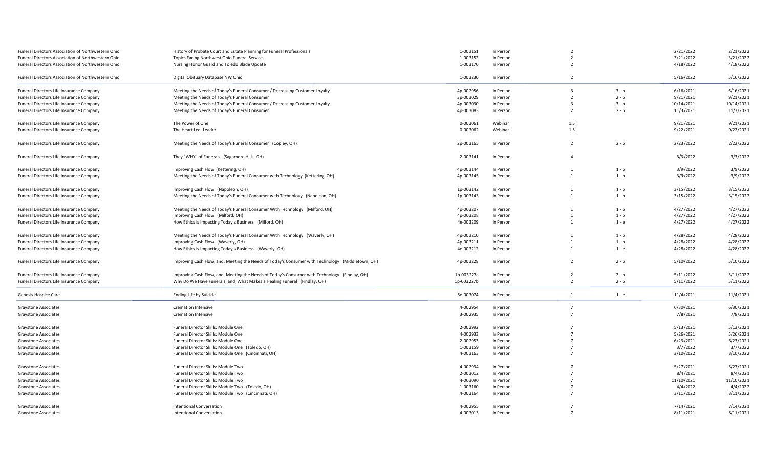| | | | | | | | |
|---|---|---|---|---|---|---|---|
| Funeral Directors Association of Northwestern Ohio | History of Probate Court and Estate Planning for Funeral Professionals | 1-003151 | In Person | 2 | | 2/21/2022 | 2/21/2022 |
| Funeral Directors Association of Northwestern Ohio | Topics Facing Northwest Ohio Funeral Service | 1-003152 | In Person | 2 | | 3/21/2022 | 3/21/2022 |
| Funeral Directors Association of Northwestern Ohio | Nursing Honor Guard and Toledo Blade Update | 1-003170 | In Person | 2 | | 4/18/2022 | 4/18/2022 |
| Funeral Directors Association of Northwestern Ohio | Digital Obituary Database NW Ohio | 1-003230 | In Person | 2 | | 5/16/2022 | 5/16/2022 |
| Funeral Directors Life Insurance Company | Meeting the Needs of Today's Funeral Consumer / Decreasing Customer Loyalty | 4p-002956 | In Person | 3 | 3 - p | 6/16/2021 | 6/16/2021 |
| Funeral Directors Life Insurance Company | Meeting the Needs of Today's Funeral Consumer | 3p-003029 | In Person | 2 | 2 - p | 9/21/2021 | 9/21/2021 |
| Funeral Directors Life Insurance Company | Meeting the Needs of Today's Funeral Consumer / Decreasing Customer Loyalty | 4p-003030 | In Person | 3 | 3 - p | 10/14/2021 | 10/14/2021 |
| Funeral Directors Life Insurance Company | Meeting the Needs of Today's Funeral Consumer | 4p-003083 | In Person | 2 | 2 - p | 11/3/2021 | 11/3/2021 |
| Funeral Directors Life Insurance Company | The Power of One | 0-003061 | Webinar | 1.5 | | 9/21/2021 | 9/21/2021 |
| Funeral Directors Life Insurance Company | The Heart Led Leader | 0-003062 | Webinar | 1.5 | | 9/22/2021 | 9/22/2021 |
| Funeral Directors Life Insurance Company | Meeting the Needs of Today's Funeral Consumer (Copley, OH) | 2p-003165 | In Person | 2 | 2 - p | 2/23/2022 | 2/23/2022 |
| Funeral Directors Life Insurance Company | They "WHY" of Funerals (Sagamore Hills, OH) | 2-003141 | In Person | 4 | | 3/3/2022 | 3/3/2022 |
| Funeral Directors Life Insurance Company | Improving Cash Flow (Kettering, OH) | 4p-003144 | In Person | 1 | 1 - p | 3/9/2022 | 3/9/2022 |
| Funeral Directors Life Insurance Company | Meeting the Needs of Today's Funeral Consumer with Technology (Kettering, OH) | 4p-003145 | In Person | 1 | 1 - p | 3/9/2022 | 3/9/2022 |
| Funeral Directors Life Insurance Company | Improving Cash Flow (Napoleon, OH) | 1p-003142 | In Person | 1 | 1 - p | 3/15/2022 | 3/15/2022 |
| Funeral Directors Life Insurance Company | Meeting the Needs of Today's Funeral Consumer with Technology (Napoleon, OH) | 1p-003143 | In Person | 1 | 1 - p | 3/15/2022 | 3/15/2022 |
| Funeral Directors Life Insurance Company | Meeting the Needs of Today's Funeral Consumer With Technology (Milford, OH) | 4p-003207 | In Person | 1 | 1 - p | 4/27/2022 | 4/27/2022 |
| Funeral Directors Life Insurance Company | Improving Cash Flow (Milford, OH) | 4p-003208 | In Person | 1 | 1 - p | 4/27/2022 | 4/27/2022 |
| Funeral Directors Life Insurance Company | How Ethics is Impacting Today's Business (Milford, OH) | 4e-003209 | In Person | 1 | 1 - e | 4/27/2022 | 4/27/2022 |
| Funeral Directors Life Insurance Company | Meeting the Needs of Today's Funeral Consumer With Technology (Waverly, OH) | 4p-003210 | In Person | 1 | 1 - p | 4/28/2022 | 4/28/2022 |
| Funeral Directors Life Insurance Company | Improving Cash Flow (Waverly, OH) | 4p-003211 | In Person | 1 | 1 - p | 4/28/2022 | 4/28/2022 |
| Funeral Directors Life Insurance Company | How Ethics is Impacting Today's Business (Waverly, OH) | 4e-003212 | In Person | 1 | 1 - e | 4/28/2022 | 4/28/2022 |
| Funeral Directors Life Insurance Company | Improving Cash Flow, and, Meeting the Needs of Today's Consumer with Technology (Middletown, OH) | 4p-003228 | In Person | 2 | 2 - p | 5/10/2022 | 5/10/2022 |
| Funeral Directors Life Insurance Company | Improving Cash Flow, and, Meeting the Needs of Today's Consumer with Technology (Findlay, OH) | 1p-003227a | In Person | 2 | 2 - p | 5/11/2022 | 5/11/2022 |
| Funeral Directors Life Insurance Company | Why Do We Have Funerals, and, What Makes a Healing Funeral (Findlay, OH) | 1p-003227b | In Person | 2 | 2 - p | 5/11/2022 | 5/11/2022 |
| Genesis Hospice Care | Ending Life by Suicide | 5e-003074 | In Person | 1 | 1 - e | 11/4/2021 | 11/4/2021 |
| Graystone Associates | Cremation Intensive | 4-002954 | In Person | 7 | | 6/30/2021 | 6/30/2021 |
| Graystone Associates | Cremation Intensive | 3-002935 | In Person | 7 | | 7/8/2021 | 7/8/2021 |
| Graystone Associates | Funeral Director Skills: Module One | 2-002992 | In Person | 7 | | 5/13/2021 | 5/13/2021 |
| Graystone Associates | Funeral Director Skills: Module One | 4-002933 | In Person | 7 | | 5/26/2021 | 5/26/2021 |
| Graystone Associates | Funeral Director Skills: Module One | 2-002953 | In Person | 7 | | 6/23/2021 | 6/23/2021 |
| Graystone Associates | Funeral Director Skills: Module One (Toledo, OH) | 1-003159 | In Person | 7 | | 3/7/2022 | 3/7/2022 |
| Graystone Associates | Funeral Director Skills: Module One (Cincinnati, OH) | 4-003163 | In Person | 7 | | 3/10/2022 | 3/10/2022 |
| Graystone Associates | Funeral Director Skills: Module Two | 4-002934 | In Person | 7 | | 5/27/2021 | 5/27/2021 |
| Graystone Associates | Funeral Director Skills: Module Two | 2-003012 | In Person | 7 | | 8/4/2021 | 8/4/2021 |
| Graystone Associates | Funeral Director Skills: Module Two | 4-003090 | In Person | 7 | | 11/10/2021 | 11/10/2021 |
| Graystone Associates | Funeral Director Skills: Module Two (Toledo, OH) | 1-003160 | In Person | 7 | | 4/4/2022 | 4/4/2022 |
| Graystone Associates | Funeral Director Skills: Module Two (Cincinnati, OH) | 4-003164 | In Person | 7 | | 3/11/2022 | 3/11/2022 |
| Graystone Associates | Intentional Conversation | 4-002955 | In Person | 7 | | 7/14/2021 | 7/14/2021 |
| Graystone Associates | Intentional Conversation | 4-003013 | In Person | 7 | | 8/11/2021 | 8/11/2021 |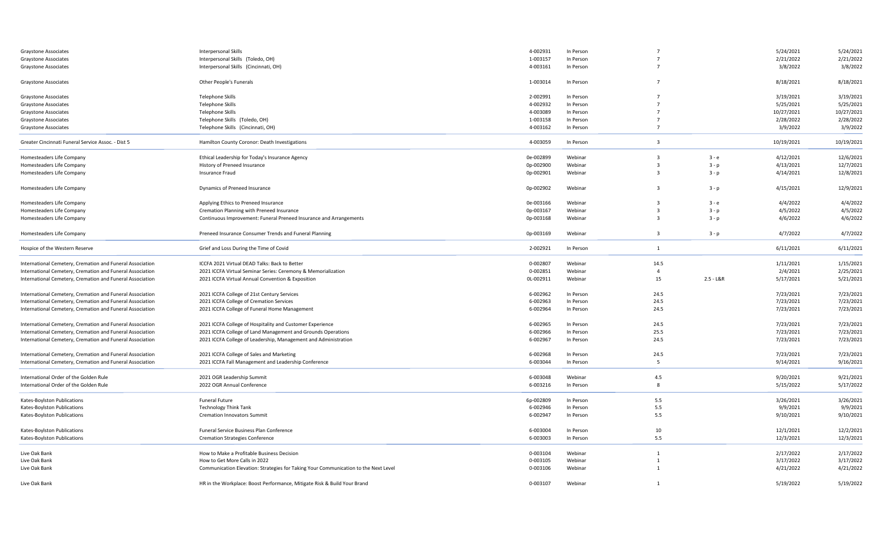| | | | | | | | |
|---|---|---|---|---|---|---|---|
| Graystone Associates | Interpersonal Skills | 4-002931 | In Person | 7 | | 5/24/2021 | 5/24/2021 |
| Graystone Associates | Interpersonal Skills (Toledo, OH) | 1-003157 | In Person | 7 | | 2/21/2022 | 2/21/2022 |
| Graystone Associates | Interpersonal Skills (Cincinnati, OH) | 4-003161 | In Person | 7 | | 3/8/2022 | 3/8/2022 |
| Graystone Associates | Other People's Funerals | 1-003014 | In Person | 7 | | 8/18/2021 | 8/18/2021 |
| Graystone Associates | Telephone Skills | 2-002991 | In Person | 7 | | 3/19/2021 | 3/19/2021 |
| Graystone Associates | Telephone Skills | 4-002932 | In Person | 7 | | 5/25/2021 | 5/25/2021 |
| Graystone Associates | Telephone Skills | 4-003089 | In Person | 7 | | 10/27/2021 | 10/27/2021 |
| Graystone Associates | Telephone Skills (Toledo, OH) | 1-003158 | In Person | 7 | | 2/28/2022 | 2/28/2022 |
| Graystone Associates | Telephone Skills (Cincinnati, OH) | 4-003162 | In Person | 7 | | 3/9/2022 | 3/9/2022 |
| Greater Cincinnati Funeral Service Assoc. - Dist 5 | Hamilton County Coronor: Death Investigations | 4-003059 | In Person | 3 | | 10/19/2021 | 10/19/2021 |
| Homesteaders Life Company | Ethical Leadership for Today's Insurance Agency | 0e-002899 | Webinar | 3 | 3 - e | 4/12/2021 | 12/6/2021 |
| Homesteaders Life Company | History of Preneed Insurance | 0p-002900 | Webinar | 3 | 3 - p | 4/13/2021 | 12/7/2021 |
| Homesteaders Life Company | Insurance Fraud | 0p-002901 | Webinar | 3 | 3 - p | 4/14/2021 | 12/8/2021 |
| Homesteaders Life Company | Dynamics of Preneed Insurance | 0p-002902 | Webinar | 3 | 3 - p | 4/15/2021 | 12/9/2021 |
| Homesteaders Life Company | Applying Ethics to Preneed Insurance | 0e-003166 | Webinar | 3 | 3 - e | 4/4/2022 | 4/4/2022 |
| Homesteaders Life Company | Cremation Planning with Preneed Insurance | 0p-003167 | Webinar | 3 | 3 - p | 4/5/2022 | 4/5/2022 |
| Homesteaders Life Company | Continuous Improvement: Funeral Preneed Insurance and Arrangements | 0p-003168 | Webinar | 3 | 3 - p | 4/6/2022 | 4/6/2022 |
| Homesteaders Life Company | Preneed Insurance Consumer Trends and Funeral Planning | 0p-003169 | Webinar | 3 | 3 - p | 4/7/2022 | 4/7/2022 |
| Hospice of the Western Reserve | Grief and Loss During the Time of Covid | 2-002921 | In Person | 1 | | 6/11/2021 | 6/11/2021 |
| International Cemetery, Cremation and Funeral Association | ICCFA 2021 Virtual DEAD Talks: Back to Better | 0-002807 | Webinar | 14.5 | | 1/11/2021 | 1/15/2021 |
| International Cemetery, Cremation and Funeral Association | 2021 ICCFA Virtual Seminar Series: Ceremony & Memorialization | 0-002851 | Webinar | 4 | | 2/4/2021 | 2/25/2021 |
| International Cemetery, Cremation and Funeral Association | 2021 ICCFA Virtual Annual Convention & Exposition | 0L-002911 | Webinar | 15 | 2.5 - L&R | 5/17/2021 | 5/21/2021 |
| International Cemetery, Cremation and Funeral Association | 2021 ICCFA College of 21st Century Services | 6-002962 | In Person | 24.5 | | 7/23/2021 | 7/23/2021 |
| International Cemetery, Cremation and Funeral Association | 2021 ICCFA College of Cremation Services | 6-002963 | In Person | 24.5 | | 7/23/2021 | 7/23/2021 |
| International Cemetery, Cremation and Funeral Association | 2021 ICCFA College of Funeral Home Management | 6-002964 | In Person | 24.5 | | 7/23/2021 | 7/23/2021 |
| International Cemetery, Cremation and Funeral Association | 2021 ICCFA College of Hospitality and Customer Experience | 6-002965 | In Person | 24.5 | | 7/23/2021 | 7/23/2021 |
| International Cemetery, Cremation and Funeral Association | 2021 ICCFA College of Land Management and Grounds Operations | 6-002966 | In Person | 25.5 | | 7/23/2021 | 7/23/2021 |
| International Cemetery, Cremation and Funeral Association | 2021 ICCFA College of Leadership, Management and Administration | 6-002967 | In Person | 24.5 | | 7/23/2021 | 7/23/2021 |
| International Cemetery, Cremation and Funeral Association | 2021 ICCFA College of Sales and Marketing | 6-002968 | In Person | 24.5 | | 7/23/2021 | 7/23/2021 |
| International Cemetery, Cremation and Funeral Association | 2021 ICCFA Fall Management and Leadership Conference | 6-003044 | In Person | 5 | | 9/14/2021 | 9/16/2021 |
| International Order of the Golden Rule | 2021 OGR Leadership Summit | 6-003048 | Webinar | 4.5 | | 9/20/2021 | 9/21/2021 |
| International Order of the Golden Rule | 2022 OGR Annual Conference | 6-003216 | In Person | 8 | | 5/15/2022 | 5/17/2022 |
| Kates-Boylston Publications | Funeral Future | 6p-002809 | In Person | 5.5 | | 3/26/2021 | 3/26/2021 |
| Kates-Boylston Publications | Technology Think Tank | 6-002946 | In Person | 5.5 | | 9/9/2021 | 9/9/2021 |
| Kates-Boylston Publications | Cremation Innovators Summit | 6-002947 | In Person | 5.5 | | 9/10/2021 | 9/10/2021 |
| Kates-Boylston Publications | Funeral Service Business Plan Conference | 6-003004 | In Person | 10 | | 12/1/2021 | 12/2/2021 |
| Kates-Boylston Publications | Cremation Strategies Conference | 6-003003 | In Person | 5.5 | | 12/3/2021 | 12/3/2021 |
| Live Oak Bank | How to Make a Profitable Business Decision | 0-003104 | Webinar | 1 | | 2/17/2022 | 2/17/2022 |
| Live Oak Bank | How to Get More Calls in 2022 | 0-003105 | Webinar | 1 | | 3/17/2022 | 3/17/2022 |
| Live Oak Bank | Communication Elevation: Strategies for Taking Your Communication to the Next Level | 0-003106 | Webinar | 1 | | 4/21/2022 | 4/21/2022 |
| Live Oak Bank | HR in the Workplace: Boost Performance, Mitigate Risk & Build Your Brand | 0-003107 | Webinar | 1 | | 5/19/2022 | 5/19/2022 |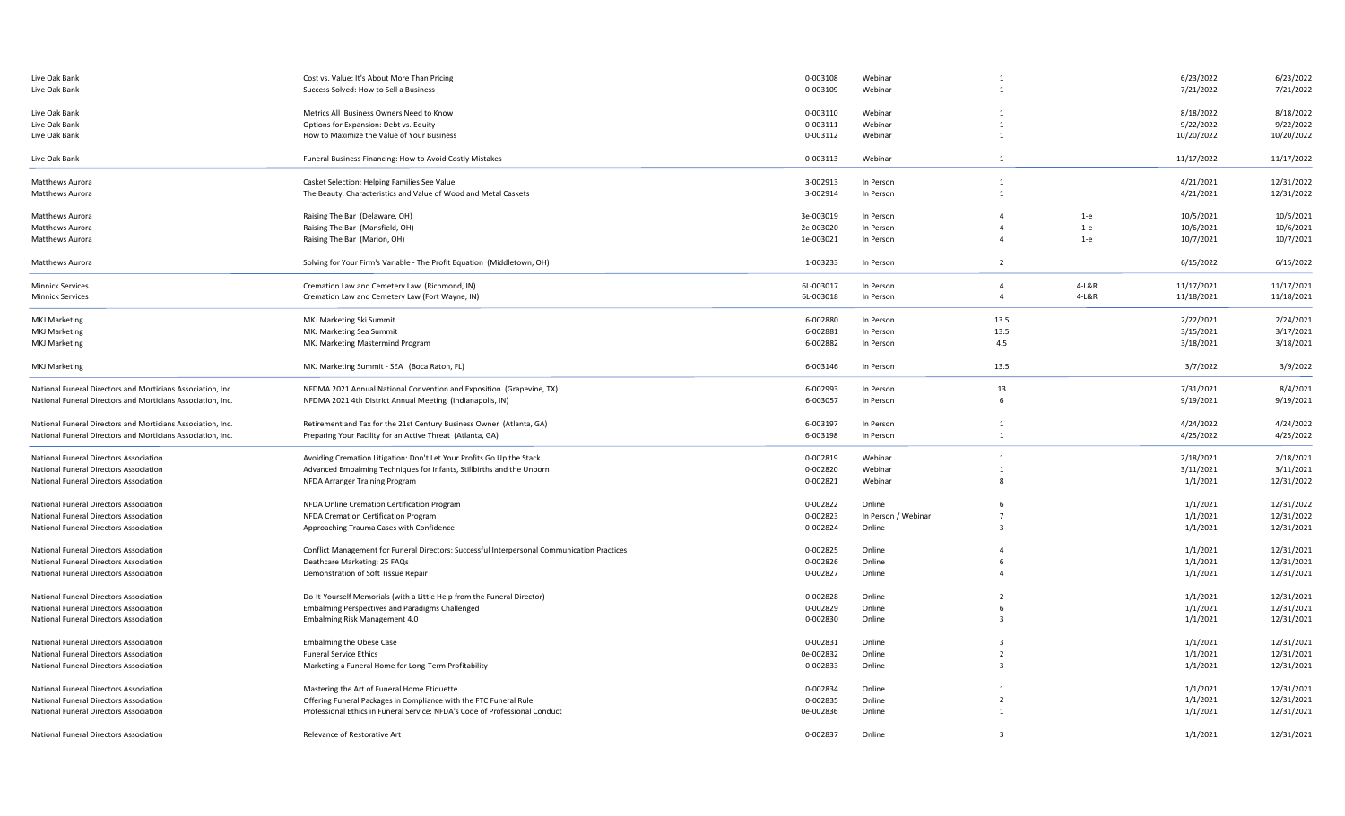| | | | | | | | |
|---|---|---|---|---|---|---|---|
| Live Oak Bank | Cost vs. Value: It's About More Than Pricing | 0-003108 | Webinar | 1 | | 6/23/2022 | 6/23/2022 |
| Live Oak Bank | Success Solved: How to Sell a Business | 0-003109 | Webinar | 1 | | 7/21/2022 | 7/21/2022 |
| Live Oak Bank | Metrics All Business Owners Need to Know | 0-003110 | Webinar | 1 | | 8/18/2022 | 8/18/2022 |
| Live Oak Bank | Options for Expansion: Debt vs. Equity | 0-003111 | Webinar | 1 | | 9/22/2022 | 9/22/2022 |
| Live Oak Bank | How to Maximize the Value of Your Business | 0-003112 | Webinar | 1 | | 10/20/2022 | 10/20/2022 |
| Live Oak Bank | Funeral Business Financing: How to Avoid Costly Mistakes | 0-003113 | Webinar | 1 | | 11/17/2022 | 11/17/2022 |
| Matthews Aurora | Casket Selection: Helping Families See Value | 3-002913 | In Person | 1 | | 4/21/2021 | 12/31/2022 |
| Matthews Aurora | The Beauty, Characteristics and Value of Wood and Metal Caskets | 3-002914 | In Person | 1 | | 4/21/2021 | 12/31/2022 |
| Matthews Aurora | Raising The Bar (Delaware, OH) | 3e-003019 | In Person | 4 | 1-e | 10/5/2021 | 10/5/2021 |
| Matthews Aurora | Raising The Bar (Mansfield, OH) | 2e-003020 | In Person | 4 | 1-e | 10/6/2021 | 10/6/2021 |
| Matthews Aurora | Raising The Bar (Marion, OH) | 1e-003021 | In Person | 4 | 1-e | 10/7/2021 | 10/7/2021 |
| Matthews Aurora | Solving for Your Firm's Variable - The Profit Equation (Middletown, OH) | 1-003233 | In Person | 2 | | 6/15/2022 | 6/15/2022 |
| Minnick Services | Cremation Law and Cemetery Law (Richmond, IN) | 6L-003017 | In Person | 4 | 4-L&R | 11/17/2021 | 11/17/2021 |
| Minnick Services | Cremation Law and Cemetery Law (Fort Wayne, IN) | 6L-003018 | In Person | 4 | 4-L&R | 11/18/2021 | 11/18/2021 |
| MKJ Marketing | MKJ Marketing Ski Summit | 6-002880 | In Person | 13.5 | | 2/22/2021 | 2/24/2021 |
| MKJ Marketing | MKJ Marketing Sea Summit | 6-002881 | In Person | 13.5 | | 3/15/2021 | 3/17/2021 |
| MKJ Marketing | MKJ Marketing Mastermind Program | 6-002882 | In Person | 4.5 | | 3/18/2021 | 3/18/2021 |
| MKJ Marketing | MKJ Marketing Summit - SEA (Boca Raton, FL) | 6-003146 | In Person | 13.5 | | 3/7/2022 | 3/9/2022 |
| National Funeral Directors and Morticians Association, Inc. | NFDMA 2021 Annual National Convention and Exposition (Grapevine, TX) | 6-002993 | In Person | 13 | | 7/31/2021 | 8/4/2021 |
| National Funeral Directors and Morticians Association, Inc. | NFDMA 2021 4th District Annual Meeting (Indianapolis, IN) | 6-003057 | In Person | 6 | | 9/19/2021 | 9/19/2021 |
| National Funeral Directors and Morticians Association, Inc. | Retirement and Tax for the 21st Century Business Owner (Atlanta, GA) | 6-003197 | In Person | 1 | | 4/24/2022 | 4/24/2022 |
| National Funeral Directors and Morticians Association, Inc. | Preparing Your Facility for an Active Threat (Atlanta, GA) | 6-003198 | In Person | 1 | | 4/25/2022 | 4/25/2022 |
| National Funeral Directors Association | Avoiding Cremation Litigation: Don't Let Your Profits Go Up the Stack | 0-002819 | Webinar | 1 | | 2/18/2021 | 2/18/2021 |
| National Funeral Directors Association | Advanced Embalming Techniques for Infants, Stillbirths and the Unborn | 0-002820 | Webinar | 1 | | 3/11/2021 | 3/11/2021 |
| National Funeral Directors Association | NFDA Arranger Training Program | 0-002821 | Webinar | 8 | | 1/1/2021 | 12/31/2022 |
| National Funeral Directors Association | NFDA Online Cremation Certification Program | 0-002822 | Online | 6 | | 1/1/2021 | 12/31/2022 |
| National Funeral Directors Association | NFDA Cremation Certification Program | 0-002823 | In Person / Webinar | 7 | | 1/1/2021 | 12/31/2022 |
| National Funeral Directors Association | Approaching Trauma Cases with Confidence | 0-002824 | Online | 3 | | 1/1/2021 | 12/31/2021 |
| National Funeral Directors Association | Conflict Management for Funeral Directors: Successful Interpersonal Communication Practices | 0-002825 | Online | 4 | | 1/1/2021 | 12/31/2021 |
| National Funeral Directors Association | Deathcare Marketing: 25 FAQs | 0-002826 | Online | 6 | | 1/1/2021 | 12/31/2021 |
| National Funeral Directors Association | Demonstration of Soft Tissue Repair | 0-002827 | Online | 4 | | 1/1/2021 | 12/31/2021 |
| National Funeral Directors Association | Do-It-Yourself Memorials (with a Little Help from the Funeral Director) | 0-002828 | Online | 2 | | 1/1/2021 | 12/31/2021 |
| National Funeral Directors Association | Embalming Perspectives and Paradigms Challenged | 0-002829 | Online | 6 | | 1/1/2021 | 12/31/2021 |
| National Funeral Directors Association | Embalming Risk Management 4.0 | 0-002830 | Online | 3 | | 1/1/2021 | 12/31/2021 |
| National Funeral Directors Association | Embalming the Obese Case | 0-002831 | Online | 3 | | 1/1/2021 | 12/31/2021 |
| National Funeral Directors Association | Funeral Service Ethics | 0e-002832 | Online | 2 | | 1/1/2021 | 12/31/2021 |
| National Funeral Directors Association | Marketing a Funeral Home for Long-Term Profitability | 0-002833 | Online | 3 | | 1/1/2021 | 12/31/2021 |
| National Funeral Directors Association | Mastering the Art of Funeral Home Etiquette | 0-002834 | Online | 1 | | 1/1/2021 | 12/31/2021 |
| National Funeral Directors Association | Offering Funeral Packages in Compliance with the FTC Funeral Rule | 0-002835 | Online | 2 | | 1/1/2021 | 12/31/2021 |
| National Funeral Directors Association | Professional Ethics in Funeral Service: NFDA's Code of Professional Conduct | 0e-002836 | Online | 1 | | 1/1/2021 | 12/31/2021 |
| National Funeral Directors Association | Relevance of Restorative Art | 0-002837 | Online | 3 | | 1/1/2021 | 12/31/2021 |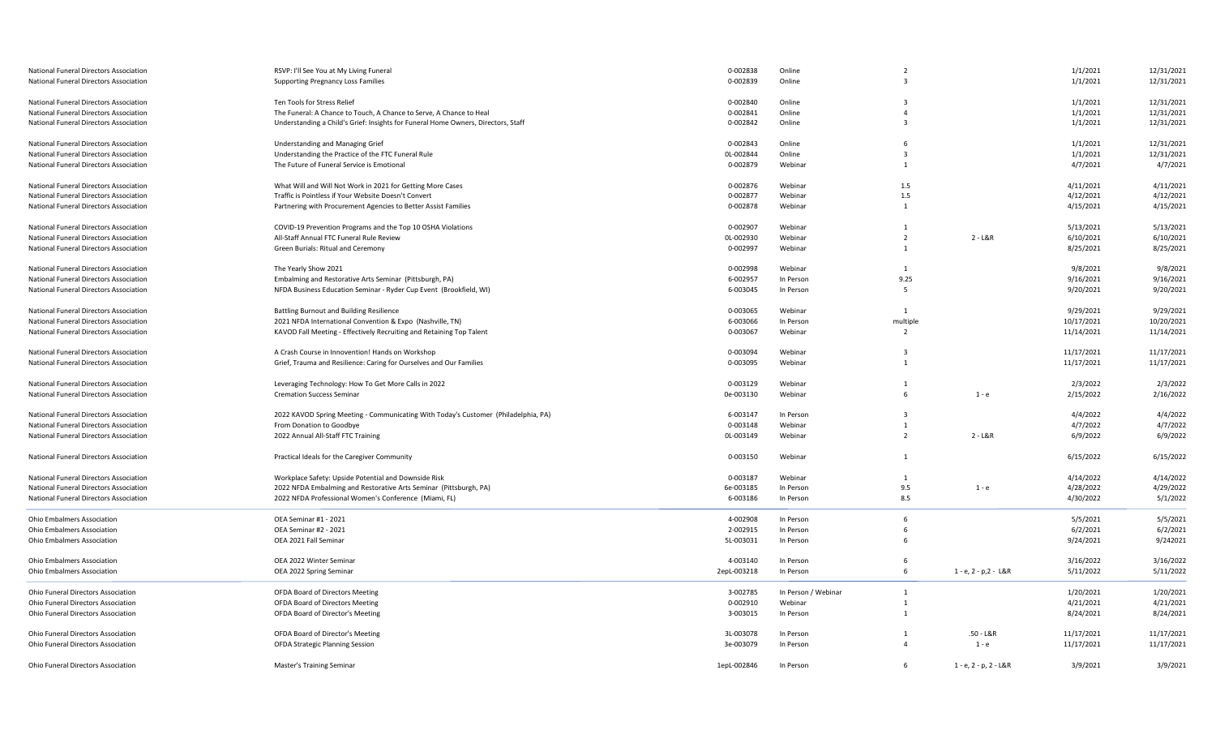| | | | | | | | |
|---|---|---|---|---|---|---|---|
| National Funeral Directors Association | RSVP: I'll See You at My Living Funeral | 0-002838 | Online | 2 | | 1/1/2021 | 12/31/2021 |
| National Funeral Directors Association | Supporting Pregnancy Loss Families | 0-002839 | Online | 3 | | 1/1/2021 | 12/31/2021 |
| National Funeral Directors Association | Ten Tools for Stress Relief | 0-002840 | Online | 3 | | 1/1/2021 | 12/31/2021 |
| National Funeral Directors Association | The Funeral: A Chance to Touch, A Chance to Serve, A Chance to Heal | 0-002841 | Online | 4 | | 1/1/2021 | 12/31/2021 |
| National Funeral Directors Association | Understanding a Child's Grief: Insights for Funeral Home Owners, Directors, Staff | 0-002842 | Online | 3 | | 1/1/2021 | 12/31/2021 |
| National Funeral Directors Association | Understanding and Managing Grief | 0-002843 | Online | 6 | | 1/1/2021 | 12/31/2021 |
| National Funeral Directors Association | Understanding the Practice of the FTC Funeral Rule | 0L-002844 | Online | 3 | | 1/1/2021 | 12/31/2021 |
| National Funeral Directors Association | The Future of Funeral Service is Emotional | 0-002879 | Webinar | 1 | | 4/7/2021 | 4/7/2021 |
| National Funeral Directors Association | What Will and Will Not Work in 2021 for Getting More Cases | 0-002876 | Webinar | 1.5 | | 4/11/2021 | 4/11/2021 |
| National Funeral Directors Association | Traffic is Pointless if Your Website Doesn't Convert | 0-002877 | Webinar | 1.5 | | 4/12/2021 | 4/12/2021 |
| National Funeral Directors Association | Partnering with Procurement Agencies to Better Assist Families | 0-002878 | Webinar | 1 | | 4/15/2021 | 4/15/2021 |
| National Funeral Directors Association | COVID-19 Prevention Programs and the Top 10 OSHA Violations | 0-002907 | Webinar | 1 | | 5/13/2021 | 5/13/2021 |
| National Funeral Directors Association | All-Staff Annual FTC Funeral Rule Review | 0L-002930 | Webinar | 2 | 2 - L&R | 6/10/2021 | 6/10/2021 |
| National Funeral Directors Association | Green Burials: Ritual and Ceremony | 0-002997 | Webinar | 1 | | 8/25/2021 | 8/25/2021 |
| National Funeral Directors Association | The Yearly Show 2021 | 0-002998 | Webinar | 1 | | 9/8/2021 | 9/8/2021 |
| National Funeral Directors Association | Embalming and Restorative Arts Seminar (Pittsburgh, PA) | 6-002957 | In Person | 9.25 | | 9/16/2021 | 9/16/2021 |
| National Funeral Directors Association | NFDA Business Education Seminar - Ryder Cup Event (Brookfield, WI) | 6-003045 | In Person | 5 | | 9/20/2021 | 9/20/2021 |
| National Funeral Directors Association | Battling Burnout and Building Resilience | 0-003065 | Webinar | 1 | | 9/29/2021 | 9/29/2021 |
| National Funeral Directors Association | 2021 NFDA International Convention & Expo (Nashville, TN) | 6-003066 | In Person | multiple | | 10/17/2021 | 10/20/2021 |
| National Funeral Directors Association | KAVOD Fall Meeting - Effectively Recruiting and Retaining Top Talent | 0-003067 | Webinar | 2 | | 11/14/2021 | 11/14/2021 |
| National Funeral Directors Association | A Crash Course in Innovention! Hands on Workshop | 0-003094 | Webinar | 3 | | 11/17/2021 | 11/17/2021 |
| National Funeral Directors Association | Grief, Trauma and Resilience: Caring for Ourselves and Our Families | 0-003095 | Webinar | 1 | | 11/17/2021 | 11/17/2021 |
| National Funeral Directors Association | Leveraging Technology: How To Get More Calls in 2022 | 0-003129 | Webinar | 1 | | 2/3/2022 | 2/3/2022 |
| National Funeral Directors Association | Cremation Success Seminar | 0e-003130 | Webinar | 6 | 1 - e | 2/15/2022 | 2/16/2022 |
| National Funeral Directors Association | 2022 KAVOD Spring Meeting - Communicating With Today's Customer (Philadelphia, PA) | 6-003147 | In Person | 3 | | 4/4/2022 | 4/4/2022 |
| National Funeral Directors Association | From Donation to Goodbye | 0-003148 | Webinar | 1 | | 4/7/2022 | 4/7/2022 |
| National Funeral Directors Association | 2022 Annual All-Staff FTC Training | 0L-003149 | Webinar | 2 | 2 - L&R | 6/9/2022 | 6/9/2022 |
| National Funeral Directors Association | Practical Ideals for the Caregiver Community | 0-003150 | Webinar | 1 | | 6/15/2022 | 6/15/2022 |
| National Funeral Directors Association | Workplace Safety: Upside Potential and Downside Risk | 0-003187 | Webinar | 1 | | 4/14/2022 | 4/14/2022 |
| National Funeral Directors Association | 2022 NFDA Embalming and Restorative Arts Seminar (Pittsburgh, PA) | 6e-003185 | In Person | 9.5 | 1 - e | 4/28/2022 | 4/29/2022 |
| National Funeral Directors Association | 2022 NFDA Professional Women's Conference (Miami, FL) | 6-003186 | In Person | 8.5 | | 4/30/2022 | 5/1/2022 |
| Ohio Embalmers Association | OEA Seminar #1 - 2021 | 4-002908 | In Person | 6 | | 5/5/2021 | 5/5/2021 |
| Ohio Embalmers Association | OEA Seminar #2 - 2021 | 2-002915 | In Person | 6 | | 6/2/2021 | 6/2/2021 |
| Ohio Embalmers Association | OEA 2021 Fall Seminar | 5L-003031 | In Person | 6 | | 9/24/2021 | 9/242021 |
| Ohio Embalmers Association | OEA 2022 Winter Seminar | 4-003140 | In Person | 6 | | 3/16/2022 | 3/16/2022 |
| Ohio Embalmers Association | OEA 2022 Spring Seminar | 2epL-003218 | In Person | 6 | 1 - e, 2 - p,2 - L&R | 5/11/2022 | 5/11/2022 |
| Ohio Funeral Directors Association | OFDA Board of Directors Meeting | 3-002785 | In Person / Webinar | 1 | | 1/20/2021 | 1/20/2021 |
| Ohio Funeral Directors Association | OFDA Board of Directors Meeting | 0-002910 | Webinar | 1 | | 4/21/2021 | 4/21/2021 |
| Ohio Funeral Directors Association | OFDA Board of Director's Meeting | 3-003015 | In Person | 1 | | 8/24/2021 | 8/24/2021 |
| Ohio Funeral Directors Association | OFDA Board of Director's Meeting | 3L-003078 | In Person | 1 | .50 - L&R | 11/17/2021 | 11/17/2021 |
| Ohio Funeral Directors Association | OFDA Strategic Planning Session | 3e-003079 | In Person | 4 | 1 - e | 11/17/2021 | 11/17/2021 |
| Ohio Funeral Directors Association | Master's Training Seminar | 1epL-002846 | In Person | 6 | 1 - e, 2 - p, 2 - L&R | 3/9/2021 | 3/9/2021 |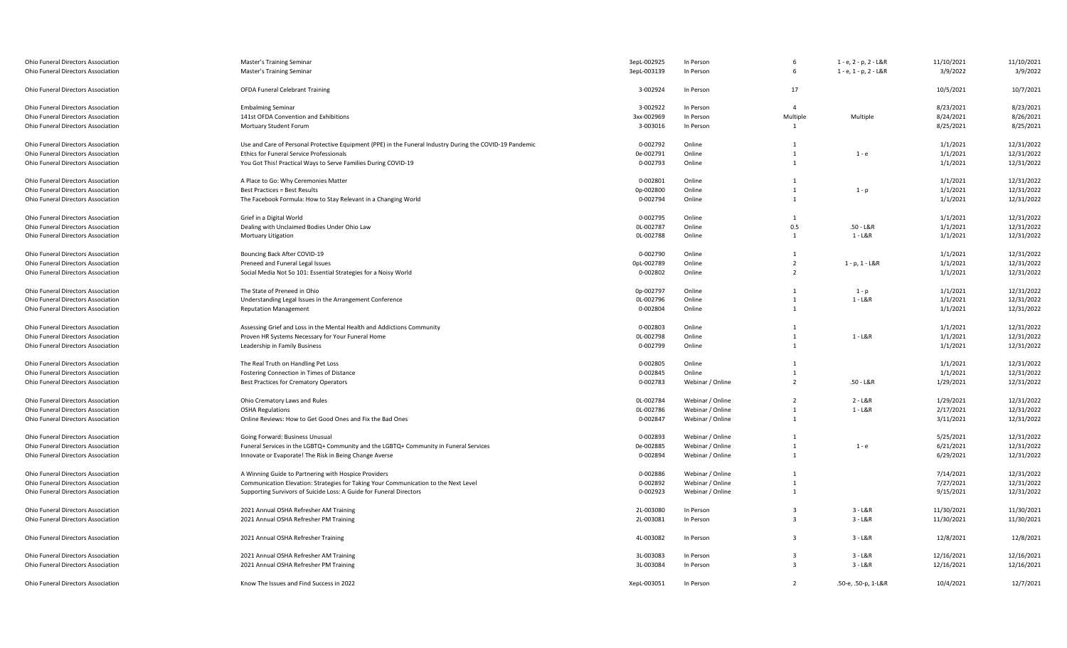| | | | | | | | |
|---|---|---|---|---|---|---|---|
| Ohio Funeral Directors Association | Master's Training Seminar | 3epL-002925 | In Person | 6 | 1 - e, 2 - p, 2 - L&R | 11/10/2021 | 11/10/2021 |
| Ohio Funeral Directors Association | Master's Training Seminar | 3epL-003139 | In Person | 6 | 1 - e, 1 - p, 2 - L&R | 3/9/2022 | 3/9/2022 |
| Ohio Funeral Directors Association | OFDA Funeral Celebrant Training | 3-002924 | In Person | 17 | | 10/5/2021 | 10/7/2021 |
| Ohio Funeral Directors Association | Embalming Seminar | 3-002922 | In Person | 4 | | 8/23/2021 | 8/23/2021 |
| Ohio Funeral Directors Association | 141st OFDA Convention and Exhibitions | 3xx-002969 | In Person | Multiple | Multiple | 8/24/2021 | 8/26/2021 |
| Ohio Funeral Directors Association | Mortuary Student Forum | 3-003016 | In Person | 1 | | 8/25/2021 | 8/25/2021 |
| Ohio Funeral Directors Association | Use and Care of Personal Protective Equipment (PPE) in the Funeral Industry During the COVID-19 Pandemic | 0-002792 | Online | 1 | | 1/1/2021 | 12/31/2022 |
| Ohio Funeral Directors Association | Ethics for Funeral Service Professionals | 0e-002791 | Online | 1 | 1 - e | 1/1/2021 | 12/31/2022 |
| Ohio Funeral Directors Association | You Got This! Practical Ways to Serve Families During COVID-19 | 0-002793 | Online | 1 | | 1/1/2021 | 12/31/2022 |
| Ohio Funeral Directors Association | A Place to Go: Why Ceremonies Matter | 0-002801 | Online | 1 | | 1/1/2021 | 12/31/2022 |
| Ohio Funeral Directors Association | Best Practices = Best Results | 0p-002800 | Online | 1 | 1 - p | 1/1/2021 | 12/31/2022 |
| Ohio Funeral Directors Association | The Facebook Formula: How to Stay Relevant in a Changing World | 0-002794 | Online | 1 | | 1/1/2021 | 12/31/2022 |
| Ohio Funeral Directors Association | Grief in a Digital World | 0-002795 | Online | 1 | | 1/1/2021 | 12/31/2022 |
| Ohio Funeral Directors Association | Dealing with Unclaimed Bodies Under Ohio Law | 0L-002787 | Online | 0.5 | .50 - L&R | 1/1/2021 | 12/31/2022 |
| Ohio Funeral Directors Association | Mortuary Litigation | 0L-002788 | Online | 1 | 1 - L&R | 1/1/2021 | 12/31/2022 |
| Ohio Funeral Directors Association | Bouncing Back After COVID-19 | 0-002790 | Online | 1 | | 1/1/2021 | 12/31/2022 |
| Ohio Funeral Directors Association | Preneed and Funeral Legal Issues | 0pL-002789 | Online | 2 | 1 - p, 1 - L&R | 1/1/2021 | 12/31/2022 |
| Ohio Funeral Directors Association | Social Media Not So 101: Essential Strategies for a Noisy World | 0-002802 | Online | 2 | | 1/1/2021 | 12/31/2022 |
| Ohio Funeral Directors Association | The State of Preneed in Ohio | 0p-002797 | Online | 1 | 1 - p | 1/1/2021 | 12/31/2022 |
| Ohio Funeral Directors Association | Understanding Legal Issues in the Arrangement Conference | 0L-002796 | Online | 1 | 1 - L&R | 1/1/2021 | 12/31/2022 |
| Ohio Funeral Directors Association | Reputation Management | 0-002804 | Online | 1 | | 1/1/2021 | 12/31/2022 |
| Ohio Funeral Directors Association | Assessing Grief and Loss in the Mental Health and Addictions Community | 0-002803 | Online | 1 | | 1/1/2021 | 12/31/2022 |
| Ohio Funeral Directors Association | Proven HR Systems Necessary for Your Funeral Home | 0L-002798 | Online | 1 | 1 - L&R | 1/1/2021 | 12/31/2022 |
| Ohio Funeral Directors Association | Leadership in Family Business | 0-002799 | Online | 1 | | 1/1/2021 | 12/31/2022 |
| Ohio Funeral Directors Association | The Real Truth on Handling Pet Loss | 0-002805 | Online | 1 | | 1/1/2021 | 12/31/2022 |
| Ohio Funeral Directors Association | Fostering Connection in Times of Distance | 0-002845 | Online | 1 | | 1/1/2021 | 12/31/2022 |
| Ohio Funeral Directors Association | Best Practices for Crematory Operators | 0-002783 | Webinar / Online | 2 | .50 - L&R | 1/29/2021 | 12/31/2022 |
| Ohio Funeral Directors Association | Ohio Crematory Laws and Rules | 0L-002784 | Webinar / Online | 2 | 2 - L&R | 1/29/2021 | 12/31/2022 |
| Ohio Funeral Directors Association | OSHA Regulations | 0L-002786 | Webinar / Online | 1 | 1 - L&R | 2/17/2021 | 12/31/2022 |
| Ohio Funeral Directors Association | Online Reviews: How to Get Good Ones and Fix the Bad Ones | 0-002847 | Webinar / Online | 1 | | 3/11/2021 | 12/31/2022 |
| Ohio Funeral Directors Association | Going Forward: Business Unusual | 0-002893 | Webinar / Online | 1 | | 5/25/2021 | 12/31/2022 |
| Ohio Funeral Directors Association | Funeral Services in the LGBTQ+ Community and the LGBTQ+ Community in Funeral Services | 0e-002885 | Webinar / Online | 1 | 1 - e | 6/21/2021 | 12/31/2022 |
| Ohio Funeral Directors Association | Innovate or Evaporate! The Risk in Being Change Averse | 0-002894 | Webinar / Online | 1 | | 6/29/2021 | 12/31/2022 |
| Ohio Funeral Directors Association | A Winning Guide to Partnering with Hospice Providers | 0-002886 | Webinar / Online | 1 | | 7/14/2021 | 12/31/2022 |
| Ohio Funeral Directors Association | Communication Elevation: Strategies for Taking Your Communication to the Next Level | 0-002892 | Webinar / Online | 1 | | 7/27/2021 | 12/31/2022 |
| Ohio Funeral Directors Association | Supporting Survivors of Suicide Loss: A Guide for Funeral Directors | 0-002923 | Webinar / Online | 1 | | 9/15/2021 | 12/31/2022 |
| Ohio Funeral Directors Association | 2021 Annual OSHA Refresher AM Training | 2L-003080 | In Person | 3 | 3 - L&R | 11/30/2021 | 11/30/2021 |
| Ohio Funeral Directors Association | 2021 Annual OSHA Refresher PM Training | 2L-003081 | In Person | 3 | 3 - L&R | 11/30/2021 | 11/30/2021 |
| Ohio Funeral Directors Association | 2021 Annual OSHA Refresher Training | 4L-003082 | In Person | 3 | 3 - L&R | 12/8/2021 | 12/8/2021 |
| Ohio Funeral Directors Association | 2021 Annual OSHA Refresher AM Training | 3L-003083 | In Person | 3 | 3 - L&R | 12/16/2021 | 12/16/2021 |
| Ohio Funeral Directors Association | 2021 Annual OSHA Refresher PM Training | 3L-003084 | In Person | 3 | 3 - L&R | 12/16/2021 | 12/16/2021 |
| Ohio Funeral Directors Association | Know The Issues and Find Success in 2022 | XepL-003051 | In Person | 2 | .50-e, .50-p, 1-L&R | 10/4/2021 | 12/7/2021 |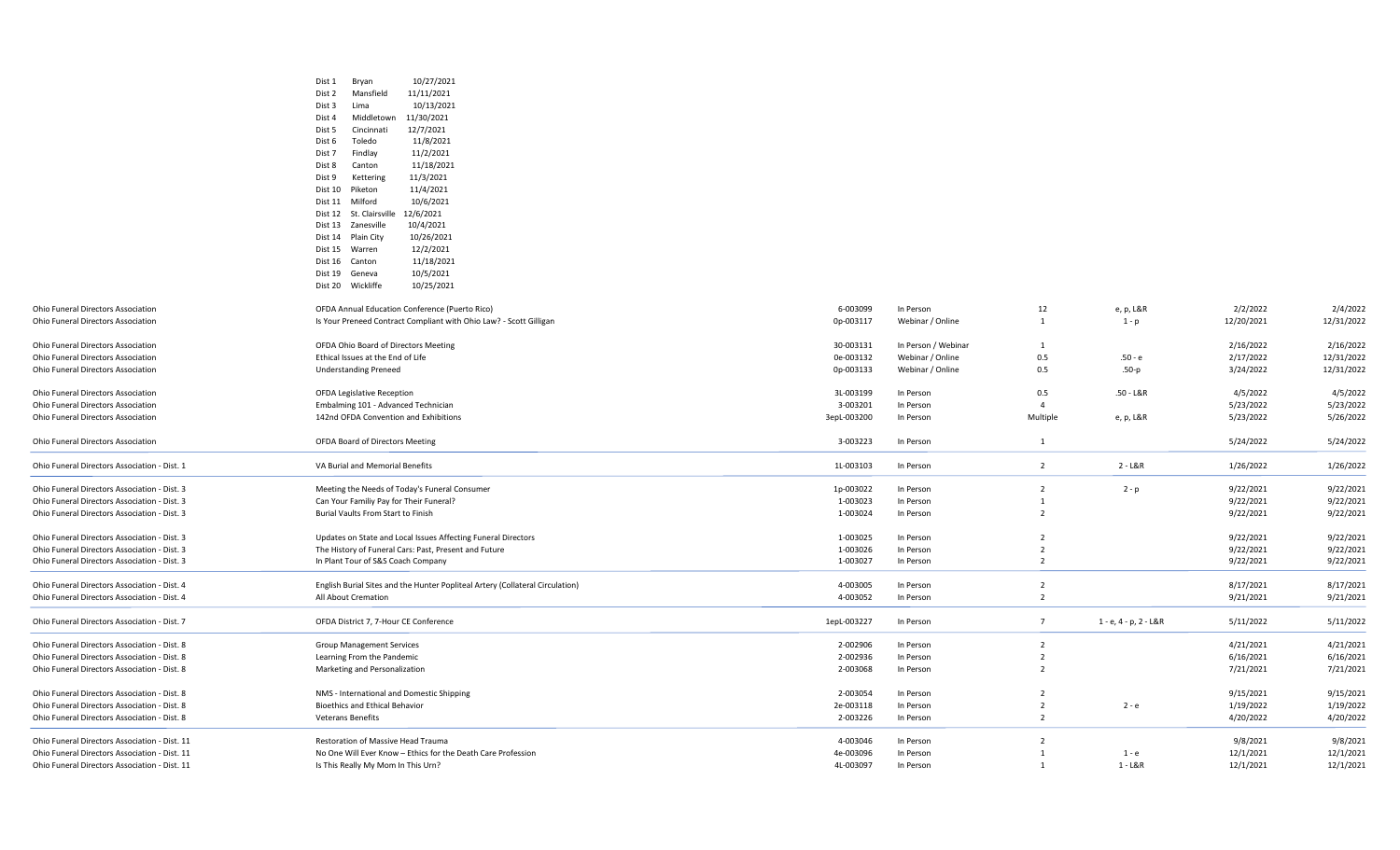| Dist | City | Date |
|---|---|---|
| Dist 1 | Bryan | 10/27/2021 |
| Dist 2 | Mansfield | 11/11/2021 |
| Dist 3 | Lima | 10/13/2021 |
| Dist 4 | Middletown | 11/30/2021 |
| Dist 5 | Cincinnati | 12/7/2021 |
| Dist 6 | Toledo | 11/8/2021 |
| Dist 7 | Findlay | 11/2/2021 |
| Dist 8 | Canton | 11/18/2021 |
| Dist 9 | Kettering | 11/3/2021 |
| Dist 10 | Piketon | 11/4/2021 |
| Dist 11 | Milford | 10/6/2021 |
| Dist 12 | St. Clairsville | 12/6/2021 |
| Dist 13 | Zanesville | 10/4/2021 |
| Dist 14 | Plain City | 10/26/2021 |
| Dist 15 | Warren | 12/2/2021 |
| Dist 16 | Canton | 11/18/2021 |
| Dist 19 | Geneva | 10/5/2021 |
| Dist 20 | Wickliffe | 10/25/2021 |

| Provider | Course | Number | Format | Hours | Type | Start | End |
|---|---|---|---|---|---|---|---|
| Ohio Funeral Directors Association | OFDA Annual Education Conference (Puerto Rico) | 6-003099 | In Person | 12 | e, p, L&R | 2/2/2022 | 2/4/2022 |
| Ohio Funeral Directors Association | Is Your Preneed Contract Compliant with Ohio Law? - Scott Gilligan | 0p-003117 | Webinar / Online | 1 | 1 - p | 12/20/2021 | 12/31/2022 |
| Ohio Funeral Directors Association | OFDA Ohio Board of Directors Meeting | 30-003131 | In Person / Webinar | 1 | | 2/16/2022 | 2/16/2022 |
| Ohio Funeral Directors Association | Ethical Issues at the End of Life | 0e-003132 | Webinar / Online | 0.5 | .50 - e | 2/17/2022 | 12/31/2022 |
| Ohio Funeral Directors Association | Understanding Preneed | 0p-003133 | Webinar / Online | 0.5 | .50-p | 3/24/2022 | 12/31/2022 |
| Ohio Funeral Directors Association | OFDA Legislative Reception | 3L-003199 | In Person | 0.5 | .50 - L&R | 4/5/2022 | 4/5/2022 |
| Ohio Funeral Directors Association | Embalming 101 - Advanced Technician | 3-003201 | In Person | 4 | | 5/23/2022 | 5/23/2022 |
| Ohio Funeral Directors Association | 142nd OFDA Convention and Exhibitions | 3epL-003200 | In Person | Multiple | e, p, L&R | 5/23/2022 | 5/26/2022 |
| Ohio Funeral Directors Association | OFDA Board of Directors Meeting | 3-003223 | In Person | 1 | | 5/24/2022 | 5/24/2022 |
| Ohio Funeral Directors Association - Dist. 1 | VA Burial and Memorial Benefits | 1L-003103 | In Person | 2 | 2 - L&R | 1/26/2022 | 1/26/2022 |
| Ohio Funeral Directors Association - Dist. 3 | Meeting the Needs of Today's Funeral Consumer | 1p-003022 | In Person | 2 | 2 - p | 9/22/2021 | 9/22/2021 |
| Ohio Funeral Directors Association - Dist. 3 | Can Your Familiy Pay for Their Funeral? | 1-003023 | In Person | 1 | | 9/22/2021 | 9/22/2021 |
| Ohio Funeral Directors Association - Dist. 3 | Burial Vaults From Start to Finish | 1-003024 | In Person | 2 | | 9/22/2021 | 9/22/2021 |
| Ohio Funeral Directors Association - Dist. 3 | Updates on State and Local Issues Affecting Funeral Directors | 1-003025 | In Person | 2 | | 9/22/2021 | 9/22/2021 |
| Ohio Funeral Directors Association - Dist. 3 | The History of Funeral Cars: Past, Present and Future | 1-003026 | In Person | 2 | | 9/22/2021 | 9/22/2021 |
| Ohio Funeral Directors Association - Dist. 3 | In Plant Tour of S&S Coach Company | 1-003027 | In Person | 2 | | 9/22/2021 | 9/22/2021 |
| Ohio Funeral Directors Association - Dist. 4 | English Burial Sites and the Hunter Popliteal Artery (Collateral Circulation) | 4-003005 | In Person | 2 | | 8/17/2021 | 8/17/2021 |
| Ohio Funeral Directors Association - Dist. 4 | All About Cremation | 4-003052 | In Person | 2 | | 9/21/2021 | 9/21/2021 |
| Ohio Funeral Directors Association - Dist. 7 | OFDA District 7, 7-Hour CE Conference | 1epL-003227 | In Person | 7 | 1 - e, 4 - p, 2 - L&R | 5/11/2022 | 5/11/2022 |
| Ohio Funeral Directors Association - Dist. 8 | Group Management Services | 2-002906 | In Person | 2 | | 4/21/2021 | 4/21/2021 |
| Ohio Funeral Directors Association - Dist. 8 | Learning From the Pandemic | 2-002936 | In Person | 2 | | 6/16/2021 | 6/16/2021 |
| Ohio Funeral Directors Association - Dist. 8 | Marketing and Personalization | 2-003068 | In Person | 2 | | 7/21/2021 | 7/21/2021 |
| Ohio Funeral Directors Association - Dist. 8 | NMS - International and Domestic Shipping | 2-003054 | In Person | 2 | | 9/15/2021 | 9/15/2021 |
| Ohio Funeral Directors Association - Dist. 8 | Bioethics and Ethical Behavior | 2e-003118 | In Person | 2 | 2 - e | 1/19/2022 | 1/19/2022 |
| Ohio Funeral Directors Association - Dist. 8 | Veterans Benefits | 2-003226 | In Person | 2 | | 4/20/2022 | 4/20/2022 |
| Ohio Funeral Directors Association - Dist. 11 | Restoration of Massive Head Trauma | 4-003046 | In Person | 2 | | 9/8/2021 | 9/8/2021 |
| Ohio Funeral Directors Association - Dist. 11 | No One Will Ever Know – Ethics for the Death Care Profession | 4e-003096 | In Person | 1 | 1 - e | 12/1/2021 | 12/1/2021 |
| Ohio Funeral Directors Association - Dist. 11 | Is This Really My Mom In This Urn? | 4L-003097 | In Person | 1 | 1 - L&R | 12/1/2021 | 12/1/2021 |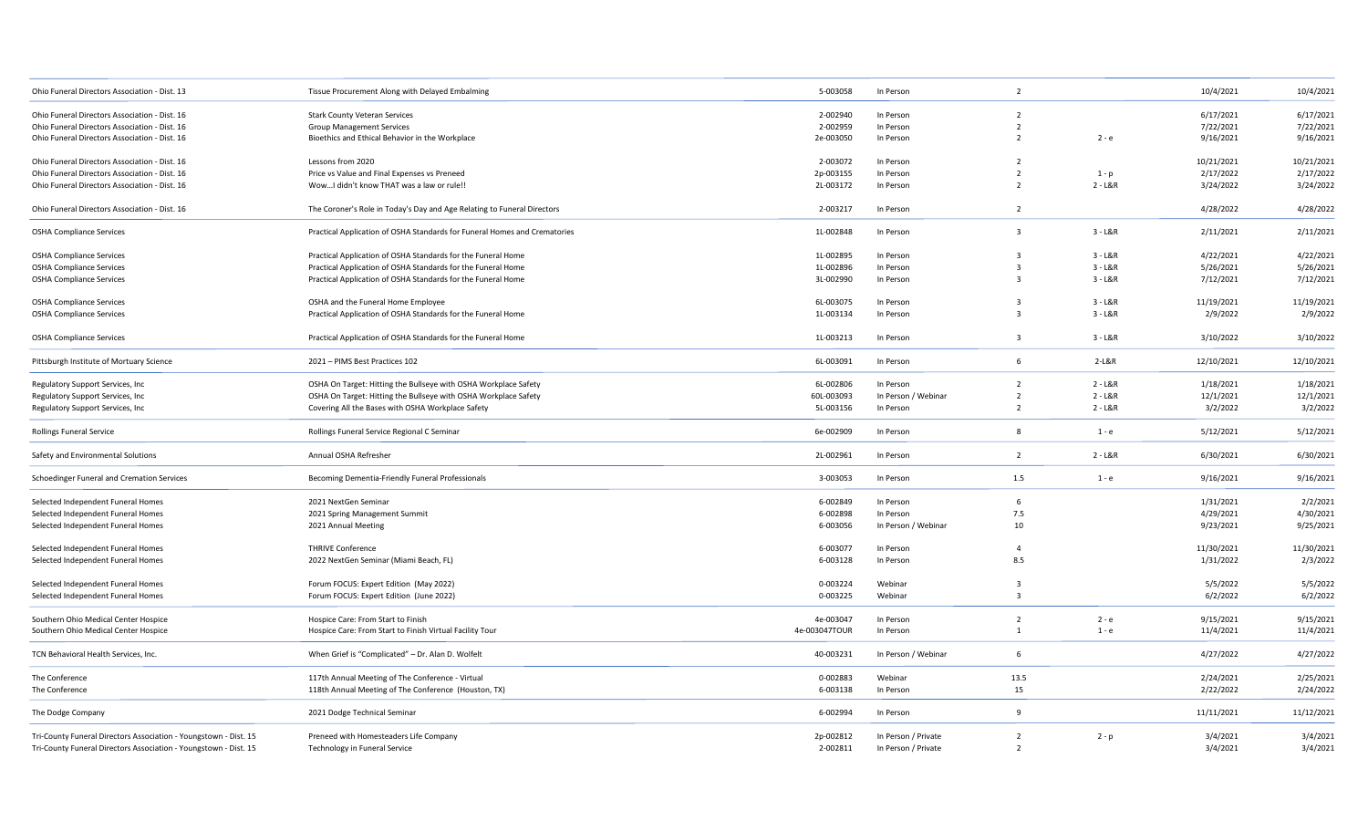| | | | | | | | |
|---|---|---|---|---|---|---|---|
| Ohio Funeral Directors Association - Dist. 13 | Tissue Procurement Along with Delayed Embalming | 5-003058 | In Person | 2 | | 10/4/2021 | 10/4/2021 |
| Ohio Funeral Directors Association - Dist. 16 | Stark County Veteran Services | 2-002940 | In Person | 2 | | 6/17/2021 | 6/17/2021 |
| Ohio Funeral Directors Association - Dist. 16 | Group Management Services | 2-002959 | In Person | 2 | | 7/22/2021 | 7/22/2021 |
| Ohio Funeral Directors Association - Dist. 16 | Bioethics and Ethical Behavior in the Workplace | 2e-003050 | In Person | 2 | 2 - e | 9/16/2021 | 9/16/2021 |
| Ohio Funeral Directors Association - Dist. 16 | Lessons from 2020 | 2-003072 | In Person | 2 | | 10/21/2021 | 10/21/2021 |
| Ohio Funeral Directors Association - Dist. 16 | Price vs Value and Final Expenses vs Preneed | 2p-003155 | In Person | 2 | 1 - p | 2/17/2022 | 2/17/2022 |
| Ohio Funeral Directors Association - Dist. 16 | Wow...I didn't know THAT was a law or rule!! | 2L-003172 | In Person | 2 | 2 - L&R | 3/24/2022 | 3/24/2022 |
| Ohio Funeral Directors Association - Dist. 16 | The Coroner's Role in Today's Day and Age Relating to Funeral Directors | 2-003217 | In Person | 2 | | 4/28/2022 | 4/28/2022 |
| OSHA Compliance Services | Practical Application of OSHA Standards for Funeral Homes and Crematories | 1L-002848 | In Person | 3 | 3 - L&R | 2/11/2021 | 2/11/2021 |
| OSHA Compliance Services | Practical Application of OSHA Standards for the Funeral Home | 1L-002895 | In Person | 3 | 3 - L&R | 4/22/2021 | 4/22/2021 |
| OSHA Compliance Services | Practical Application of OSHA Standards for the Funeral Home | 1L-002896 | In Person | 3 | 3 - L&R | 5/26/2021 | 5/26/2021 |
| OSHA Compliance Services | Practical Application of OSHA Standards for the Funeral Home | 3L-002990 | In Person | 3 | 3 - L&R | 7/12/2021 | 7/12/2021 |
| OSHA Compliance Services | OSHA and the Funeral Home Employee | 6L-003075 | In Person | 3 | 3 - L&R | 11/19/2021 | 11/19/2021 |
| OSHA Compliance Services | Practical Application of OSHA Standards for the Funeral Home | 1L-003134 | In Person | 3 | 3 - L&R | 2/9/2022 | 2/9/2022 |
| OSHA Compliance Services | Practical Application of OSHA Standards for the Funeral Home | 1L-003213 | In Person | 3 | 3 - L&R | 3/10/2022 | 3/10/2022 |
| Pittsburgh Institute of Mortuary Science | 2021 – PIMS Best Practices 102 | 6L-003091 | In Person | 6 | 2-L&R | 12/10/2021 | 12/10/2021 |
| Regulatory Support Services, Inc | OSHA On Target: Hitting the Bullseye with OSHA Workplace Safety | 6L-002806 | In Person | 2 | 2 - L&R | 1/18/2021 | 1/18/2021 |
| Regulatory Support Services, Inc | OSHA On Target: Hitting the Bullseye with OSHA Workplace Safety | 60L-003093 | In Person / Webinar | 2 | 2 - L&R | 12/1/2021 | 12/1/2021 |
| Regulatory Support Services, Inc | Covering All the Bases with OSHA Workplace Safety | 5L-003156 | In Person | 2 | 2 - L&R | 3/2/2022 | 3/2/2022 |
| Rollings Funeral Service | Rollings Funeral Service Regional C Seminar | 6e-002909 | In Person | 8 | 1 - e | 5/12/2021 | 5/12/2021 |
| Safety and Environmental Solutions | Annual OSHA Refresher | 2L-002961 | In Person | 2 | 2 - L&R | 6/30/2021 | 6/30/2021 |
| Schoedinger Funeral and Cremation Services | Becoming Dementia-Friendly Funeral Professionals | 3-003053 | In Person | 1.5 | 1 - e | 9/16/2021 | 9/16/2021 |
| Selected Independent Funeral Homes | 2021 NextGen Seminar | 6-002849 | In Person | 6 | | 1/31/2021 | 2/2/2021 |
| Selected Independent Funeral Homes | 2021 Spring Management Summit | 6-002898 | In Person | 7.5 | | 4/29/2021 | 4/30/2021 |
| Selected Independent Funeral Homes | 2021 Annual Meeting | 6-003056 | In Person / Webinar | 10 | | 9/23/2021 | 9/25/2021 |
| Selected Independent Funeral Homes | THRIVE Conference | 6-003077 | In Person | 4 | | 11/30/2021 | 11/30/2021 |
| Selected Independent Funeral Homes | 2022 NextGen Seminar (Miami Beach, FL) | 6-003128 | In Person | 8.5 | | 1/31/2022 | 2/3/2022 |
| Selected Independent Funeral Homes | Forum FOCUS: Expert Edition (May 2022) | 0-003224 | Webinar | 3 | | 5/5/2022 | 5/5/2022 |
| Selected Independent Funeral Homes | Forum FOCUS: Expert Edition (June 2022) | 0-003225 | Webinar | 3 | | 6/2/2022 | 6/2/2022 |
| Southern Ohio Medical Center Hospice | Hospice Care: From Start to Finish | 4e-003047 | In Person | 2 | 2 - e | 9/15/2021 | 9/15/2021 |
| Southern Ohio Medical Center Hospice | Hospice Care: From Start to Finish Virtual Facility Tour | 4e-003047TOUR | In Person | 1 | 1 - e | 11/4/2021 | 11/4/2021 |
| TCN Behavioral Health Services, Inc. | When Grief is "Complicated" – Dr. Alan D. Wolfelt | 40-003231 | In Person / Webinar | 6 | | 4/27/2022 | 4/27/2022 |
| The Conference | 117th Annual Meeting of The Conference - Virtual | 0-002883 | Webinar | 13.5 | | 2/24/2021 | 2/25/2021 |
| The Conference | 118th Annual Meeting of The Conference (Houston, TX) | 6-003138 | In Person | 15 | | 2/22/2022 | 2/24/2022 |
| The Dodge Company | 2021 Dodge Technical Seminar | 6-002994 | In Person | 9 | | 11/11/2021 | 11/12/2021 |
| Tri-County Funeral Directors Association - Youngstown - Dist. 15 | Preneed with Homesteaders Life Company | 2p-002812 | In Person / Private | 2 | 2 - p | 3/4/2021 | 3/4/2021 |
| Tri-County Funeral Directors Association - Youngstown - Dist. 15 | Technology in Funeral Service | 2-002811 | In Person / Private | 2 | | 3/4/2021 | 3/4/2021 |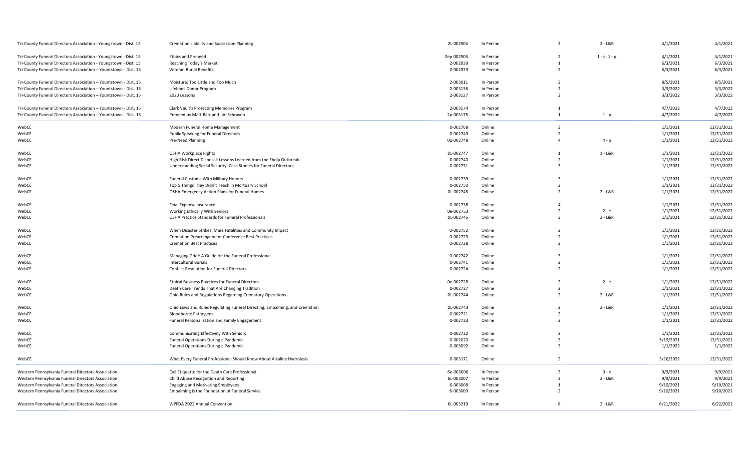| | | | | | | | |
|---|---|---|---|---|---|---|---|
| Tri-County Funeral Directors Association - Youngstown - Dist. 15 | Cremation Liability and Succession Planning | 2L-002904 | In Person | 2 | 2 - L&R | 4/1/2021 | 4/1/2021 |
| Tri-County Funeral Directors Association - Youngstown - Dist. 15 | Ethics and Preneed | 2ep-002903 | In Person | 2 | 1 - e, 1 - p | 4/1/2021 | 4/1/2021 |
| Tri-County Funeral Directors Association - Youngstown - Dist. 15 | Reaching Today's Market | 2-002938 | In Person | 1 | | 6/3/2021 | 6/3/2021 |
| Tri-County Funeral Directors Association - Youngstown - Dist. 15 | Veteran Burial Benefits | 2-002939 | In Person | 2 | | 6/3/2021 | 6/3/2021 |
| Tri-County Funeral Directors Association – Yountstown - Dist. 15 | Moisture: Too Little and Too Much | 2-003011 | In Person | 2 | | 8/5/2021 | 8/5/2021 |
| Tri-County Funeral Directors Association – Yountstown - Dist. 15 | Lifebanc Donor Program | 2-003136 | In Person | 2 | | 3/3/2022 | 3/3/2022 |
| Tri-County Funeral Directors Association – Yountstown - Dist. 15 | 2020 Lessons | 2-003137 | In Person | 2 | | 3/3/2022 | 3/3/2022 |
| Tri-County Funeral Directors Association – Yountstown - Dist. 15 | Clark Vault's Protecting Memories Program | 2-003174 | In Person | 1 | | 4/7/2022 | 4/7/2022 |
| Tri-County Funeral Directors Association – Yountstown - Dist. 15 | Preneed by Matt Barr and Jim Schraven | 2p-003175 | In Person | 1 | 1 - p | 4/7/2022 | 4/7/2022 |
| WebCE | Modern Funeral Home Management | 0-002768 | Online | 3 | | 1/1/2021 | 12/31/2022 |
| WebCE | Public Speaking for Funeral Directors | 0-002749 | Online | 2 | | 1/1/2021 | 12/31/2022 |
| WebCE | Pre-Need Planning | 0p-002748 | Online | 4 | 4 - p | 1/1/2021 | 12/31/2022 |
| WebCE | OSHA Workplace Rights | 0L-002747 | Online | 1 | 1 - L&R | 1/1/2021 | 12/31/2022 |
| WebCE | High Risk Direct Disposal: Lessons Learned from the Ebola Outbreak | 0-002740 | Online | 2 | | 1/1/2021 | 12/31/2022 |
| WebCE | Understanding Social Security: Case Studies for Funeral Directors | 0-002751 | Online | 3 | | 1/1/2021 | 12/31/2022 |
| WebCE | Funeral Customs With Military Honors | 0-002739 | Online | 3 | | 1/1/2021 | 12/31/2022 |
| WebCE | Top 5 Things They Didn't Teach in Mortuary School | 0-002750 | Online | 2 | | 1/1/2021 | 12/31/2022 |
| WebCE | OSHA Emergency Action Plans for Funeral Homes | 0L-002745 | Online | 2 | 2 - L&R | 1/1/2021 | 12/31/2022 |
| WebCE | Final Expense Insurance | 0-002738 | Online | 4 | | 1/1/2021 | 12/31/2022 |
| WebCE | Working Ethically With Seniors | 0e-002753 | Online | 2 | 2 - e | 1/1/2021 | 12/31/2022 |
| WebCE | OSHA Practice Standards for Funeral Professionals | 0L-002746 | Online | 3 | 3 - L&R | 1/1/2021 | 12/31/2022 |
| WebCE | When Disaster Strikes: Mass Fatalities and Community Impact | 0-002752 | Online | 2 | | 1/1/2021 | 12/31/2022 |
| WebCE | Cremation Prearrangement Conference Best Practices | 0-002729 | Online | 2 | | 1/1/2021 | 12/31/2022 |
| WebCE | Cremation Best Practices | 0-002728 | Online | 2 | | 1/1/2021 | 12/31/2022 |
| WebCE | Managing Grief: A Guide for the Funeral Professional | 0-002742 | Online | 3 | | 1/1/2021 | 12/31/2022 |
| WebCE | Intercultural Burials | 0-002741 | Online | 2 | | 1/1/2021 | 12/31/2022 |
| WebCE | Conflict Resolution for Funeral Directors | 0-002724 | Online | 2 | | 1/1/2021 | 12/31/2022 |
| WebCE | Ethical Business Practices for Funeral Directors | 0e-002728 | Online | 2 | 2 - e | 1/1/2021 | 12/31/2022 |
| WebCE | Death Care Trends That Are Changing Tradition | 0-002727 | Online | 2 | | 1/1/2021 | 12/31/2022 |
| WebCE | Ohio Rules and Regulations Regarding Crematory Operations | 0L-002744 | Online | 2 | 2 - L&R | 1/1/2021 | 12/31/2022 |
| WebCE | Ohio Laws and Rules Regulating Funeral Directing, Embalming, and Cremation | 0L-002743 | Online | 2 | 2 - L&R | 1/1/2021 | 12/31/2022 |
| WebCE | Bloodborne Pathogens | 0-002721 | Online | 2 | | 1/1/2021 | 12/31/2022 |
| WebCE | Funeral Personalization and Family Engagement | 0-002723 | Online | 2 | | 1/1/2021 | 12/31/2022 |
| WebCE | Communicating Effectively With Seniors | 0-002722 | Online | 2 | | 1/1/2021 | 12/31/2022 |
| WebCE | Funeral Operations During a Pandemic | 0-002020 | Online | 3 | | 5/19/2021 | 12/31/2021 |
| WebCE | Funeral Operations During a Pandemic | 0-003092 | Online | 3 | | 1/1/2022 | 1/1/2022 |
| WebCE | What Every Funeral Professional Should Know About Alkaline Hydrolysis | 0-003171 | Online | 2 | | 3/16/2022 | 12/31/2022 |
| Western Pennsylvania Funeral Directors Association | Call Etiquette for the Death Care Professional | 6e-003006 | In Person | 3 | 3 - e | 9/9/2021 | 9/9/2021 |
| Western Pennsylvania Funeral Directors Association | Child Abuse Recognition and Reporting | 6L-003007 | In Person | 2 | 2 - L&R | 9/9/2021 | 9/9/2021 |
| Western Pennsylvania Funeral Directors Association | Engaging and Motivating Employees | 6-003008 | In Person | 1 | | 9/10/2021 | 9/10/2021 |
| Western Pennsylvania Funeral Directors Association | Embalming is the Foundation of Funeral Service | 6-003009 | In Person | 2 | | 9/10/2021 | 9/10/2021 |
| Western Pennsylvania Funeral Directors Association | WPFDA 2022 Annual Convention | 6L-003219 | In Person | 8 | 2 - L&R | 6/21/2022 | 6/22/2022 |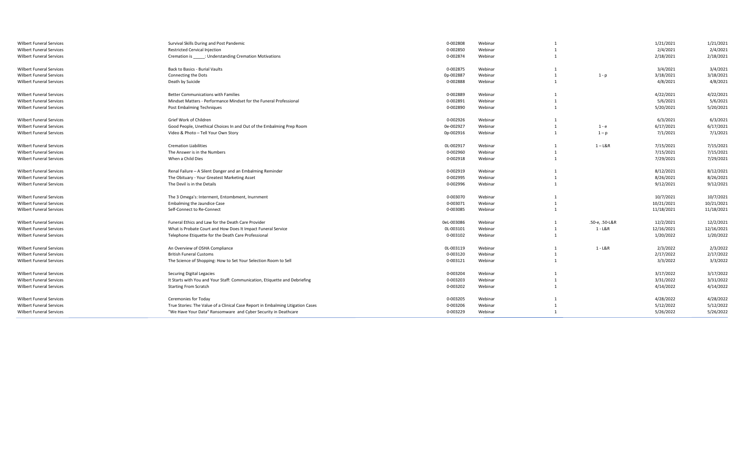| | | | | | | | |
|---|---|---|---|---|---|---|---|
| Wilbert Funeral Services | Survival Skills During and Post Pandemic | 0-002808 | Webinar | 1 | | 1/21/2021 | 1/21/2021 |
| Wilbert Funeral Services | Restricted Cervical Injection | 0-002850 | Webinar | 1 | | 2/4/2021 | 2/4/2021 |
| Wilbert Funeral Services | Cremation is _____: Understanding Cremation Motivations | 0-002874 | Webinar | 1 | | 2/18/2021 | 2/18/2021 |
| Wilbert Funeral Services | Back to Basics - Burial Vaults | 0-002875 | Webinar | 1 | | 3/4/2021 | 3/4/2021 |
| Wilbert Funeral Services | Connecting the Dots | 0p-002887 | Webinar | 1 | 1 - p | 3/18/2021 | 3/18/2021 |
| Wilbert Funeral Services | Death by Suicide | 0-002888 | Webinar | 1 | | 4/8/2021 | 4/8/2021 |
| Wilbert Funeral Services | Better Communications with Families | 0-002889 | Webinar | 1 | | 4/22/2021 | 4/22/2021 |
| Wilbert Funeral Services | Mindset Matters - Performance Mindset for the Funeral Professional | 0-002891 | Webinar | 1 | | 5/6/2021 | 5/6/2021 |
| Wilbert Funeral Services | Post Embalming Techniques | 0-002890 | Webinar | 1 | | 5/20/2021 | 5/20/2021 |
| Wilbert Funeral Services | Grief Work of Children | 0-002926 | Webinar | 1 | | 6/3/2021 | 6/3/2021 |
| Wilbert Funeral Services | Good People, Unethical Choices In and Out of the Embalming Prep Room | 0e-002927 | Webinar | 1 | 1 - e | 6/17/2021 | 6/17/2021 |
| Wilbert Funeral Services | Video & Photo – Tell Your Own Story | 0p-002916 | Webinar | 1 | 1 – p | 7/1/2021 | 7/1/2021 |
| Wilbert Funeral Services | Cremation Liabilities | 0L-002917 | Webinar | 1 | 1 – L&R | 7/15/2021 | 7/15/2021 |
| Wilbert Funeral Services | The Answer is in the Numbers | 0-002960 | Webinar | 1 | | 7/15/2021 | 7/15/2021 |
| Wilbert Funeral Services | When a Child Dies | 0-002918 | Webinar | 1 | | 7/29/2021 | 7/29/2021 |
| Wilbert Funeral Services | Renal Failure – A Silent Danger and an Embalming Reminder | 0-002919 | Webinar | 1 | | 8/12/2021 | 8/12/2021 |
| Wilbert Funeral Services | The Obituary - Your Greatest Marketing Asset | 0-002995 | Webinar | 1 | | 8/26/2021 | 8/26/2021 |
| Wilbert Funeral Services | The Devil is in the Details | 0-002996 | Webinar | 1 | | 9/12/2021 | 9/12/2021 |
| Wilbert Funeral Services | The 3 Omega's: Interment, Entombment, Inurnment | 0-003070 | Webinar | 1 | | 10/7/2021 | 10/7/2021 |
| Wilbert Funeral Services | Embalming the Jaundice Case | 0-003071 | Webinar | 1 | | 10/21/2021 | 10/21/2021 |
| Wilbert Funeral Services | Self-Connect to Re-Connect | 0-003085 | Webinar | 1 | | 11/18/2021 | 11/18/2021 |
| Wilbert Funeral Services | Funeral Ethics and Law for the Death Care Provider | 0eL-003086 | Webinar | 1 | .50-e, .50-L&R | 12/2/2021 | 12/2/2021 |
| Wilbert Funeral Services | What is Probate Court and How Does It Impact Funeral Service | 0L-003101 | Webinar | 1 | 1 - L&R | 12/16/2021 | 12/16/2021 |
| Wilbert Funeral Services | Telephone Etiquette for the Death Care Professional | 0-003102 | Webinar | 1 | | 1/20/2022 | 1/20/2022 |
| Wilbert Funeral Services | An Overview of OSHA Compliance | 0L-003119 | Webinar | 1 | 1 - L&R | 2/3/2022 | 2/3/2022 |
| Wilbert Funeral Services | British Funeral Customs | 0-003120 | Webinar | 1 | | 2/17/2022 | 2/17/2022 |
| Wilbert Funeral Services | The Science of Shopping: How to Set Your Selection Room to Sell | 0-003121 | Webinar | 1 | | 3/3/2022 | 3/3/2022 |
| Wilbert Funeral Services | Securing Digital Legacies | 0-003204 | Webinar | 1 | | 3/17/2022 | 3/17/2022 |
| Wilbert Funeral Services | It Starts with You and Your Staff: Communication, Etiquette and Debriefing | 0-003203 | Webinar | 1 | | 3/31/2022 | 3/31/2022 |
| Wilbert Funeral Services | Starting From Scratch | 0-003202 | Webinar | 1 | | 4/14/2022 | 4/14/2022 |
| Wilbert Funeral Services | Ceremonies for Today | 0-003205 | Webinar | 1 | | 4/28/2022 | 4/28/2022 |
| Wilbert Funeral Services | True Stories: The Value of a Clinical Case Report in Embalming Litigation Cases | 0-003206 | Webinar | 1 | | 5/12/2022 | 5/12/2022 |
| Wilbert Funeral Services | "We Have Your Data" Ransomware and Cyber Security in Deathcare | 0-003229 | Webinar | 1 | | 5/26/2022 | 5/26/2022 |